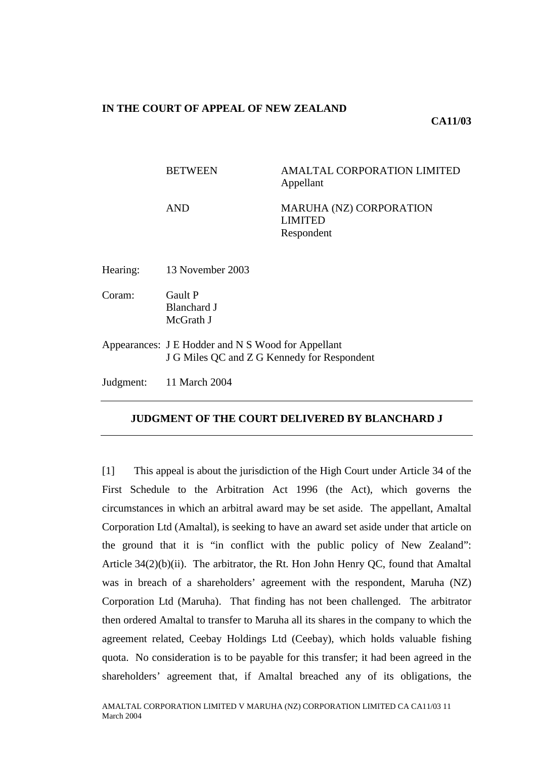**IN THE COURT OF APPEAL OF NEW ZEALAND**

**CA11/03**

| | |
|---|---|
| BETWEEN | AMALTAL CORPORATION LIMITED<br>Appellant |
| AND | MARUHA (NZ) CORPORATION LIMITED<br>Respondent |

Hearing: 13 November 2003

Coram: Gault P
Blanchard J
McGrath J

Appearances: J E Hodder and N S Wood for Appellant
J G Miles QC and Z G Kennedy for Respondent

Judgment: 11 March 2004

---

**JUDGMENT OF THE COURT DELIVERED BY BLANCHARD J**

---

[1] This appeal is about the jurisdiction of the High Court under Article 34 of the First Schedule to the Arbitration Act 1996 (the Act), which governs the circumstances in which an arbitral award may be set aside. The appellant, Amaltal Corporation Ltd (Amaltal), is seeking to have an award set aside under that article on the ground that it is "in conflict with the public policy of New Zealand": Article 34(2)(b)(ii). The arbitrator, the Rt. Hon John Henry QC, found that Amaltal was in breach of a shareholders' agreement with the respondent, Maruha (NZ) Corporation Ltd (Maruha). That finding has not been challenged. The arbitrator then ordered Amaltal to transfer to Maruha all its shares in the company to which the agreement related, Ceebay Holdings Ltd (Ceebay), which holds valuable fishing quota. No consideration is to be payable for this transfer; it had been agreed in the shareholders' agreement that, if Amaltal breached any of its obligations, the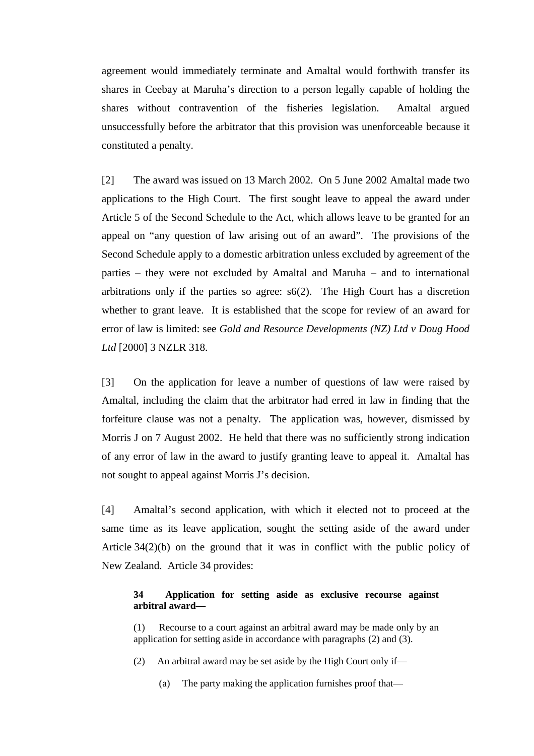agreement would immediately terminate and Amaltal would forthwith transfer its shares in Ceebay at Maruha's direction to a person legally capable of holding the shares without contravention of the fisheries legislation. Amaltal argued unsuccessfully before the arbitrator that this provision was unenforceable because it constituted a penalty.

[2] The award was issued on 13 March 2002. On 5 June 2002 Amaltal made two applications to the High Court. The first sought leave to appeal the award under Article 5 of the Second Schedule to the Act, which allows leave to be granted for an appeal on "any question of law arising out of an award". The provisions of the Second Schedule apply to a domestic arbitration unless excluded by agreement of the parties – they were not excluded by Amaltal and Maruha – and to international arbitrations only if the parties so agree: s6(2). The High Court has a discretion whether to grant leave. It is established that the scope for review of an award for error of law is limited: see *Gold and Resource Developments (NZ) Ltd v Doug Hood Ltd* [2000] 3 NZLR 318.

[3] On the application for leave a number of questions of law were raised by Amaltal, including the claim that the arbitrator had erred in law in finding that the forfeiture clause was not a penalty. The application was, however, dismissed by Morris J on 7 August 2002. He held that there was no sufficiently strong indication of any error of law in the award to justify granting leave to appeal it. Amaltal has not sought to appeal against Morris J's decision.

[4] Amaltal's second application, with which it elected not to proceed at the same time as its leave application, sought the setting aside of the award under Article 34(2)(b) on the ground that it was in conflict with the public policy of New Zealand. Article 34 provides:

> **34 Application for setting aside as exclusive recourse against arbitral award—**
>
> (1) Recourse to a court against an arbitral award may be made only by an application for setting aside in accordance with paragraphs (2) and (3).
>
> (2) An arbitral award may be set aside by the High Court only if—
>
> (a) The party making the application furnishes proof that—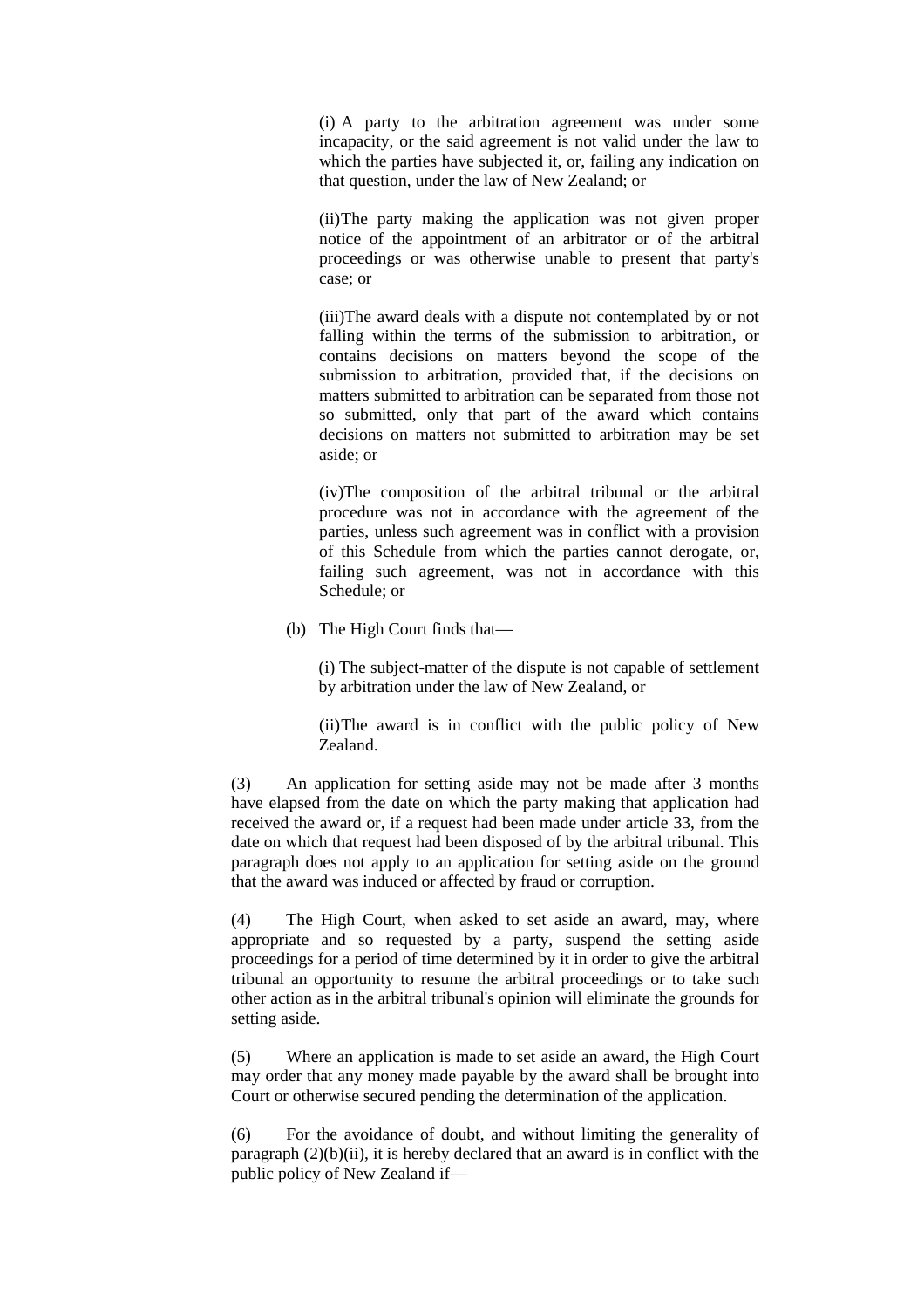(i) A party to the arbitration agreement was under some incapacity, or the said agreement is not valid under the law to which the parties have subjected it, or, failing any indication on that question, under the law of New Zealand; or

(ii) The party making the application was not given proper notice of the appointment of an arbitrator or of the arbitral proceedings or was otherwise unable to present that party's case; or

(iii) The award deals with a dispute not contemplated by or not falling within the terms of the submission to arbitration, or contains decisions on matters beyond the scope of the submission to arbitration, provided that, if the decisions on matters submitted to arbitration can be separated from those not so submitted, only that part of the award which contains decisions on matters not submitted to arbitration may be set aside; or

(iv) The composition of the arbitral tribunal or the arbitral procedure was not in accordance with the agreement of the parties, unless such agreement was in conflict with a provision of this Schedule from which the parties cannot derogate, or, failing such agreement, was not in accordance with this Schedule; or

(b) The High Court finds that—

(i) The subject-matter of the dispute is not capable of settlement by arbitration under the law of New Zealand, or

(ii) The award is in conflict with the public policy of New Zealand.

(3) An application for setting aside may not be made after 3 months have elapsed from the date on which the party making that application had received the award or, if a request had been made under article 33, from the date on which that request had been disposed of by the arbitral tribunal. This paragraph does not apply to an application for setting aside on the ground that the award was induced or affected by fraud or corruption.

(4) The High Court, when asked to set aside an award, may, where appropriate and so requested by a party, suspend the setting aside proceedings for a period of time determined by it in order to give the arbitral tribunal an opportunity to resume the arbitral proceedings or to take such other action as in the arbitral tribunal's opinion will eliminate the grounds for setting aside.

(5) Where an application is made to set aside an award, the High Court may order that any money made payable by the award shall be brought into Court or otherwise secured pending the determination of the application.

(6) For the avoidance of doubt, and without limiting the generality of paragraph (2)(b)(ii), it is hereby declared that an award is in conflict with the public policy of New Zealand if—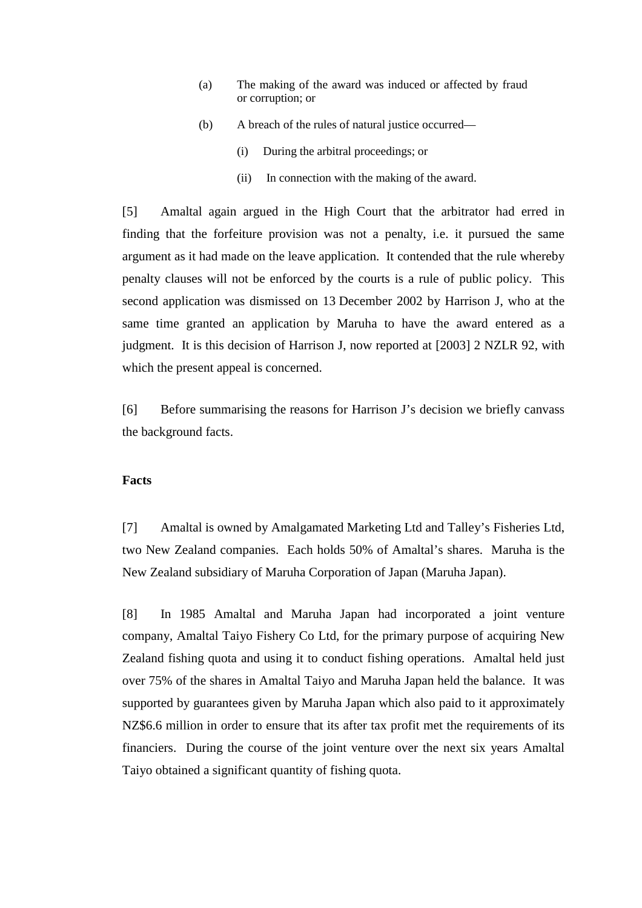> (a) The making of the award was induced or affected by fraud or corruption; or
>
> (b) A breach of the rules of natural justice occurred—
>
> > (i) During the arbitral proceedings; or
> >
> > (ii) In connection with the making of the award.

[5] Amaltal again argued in the High Court that the arbitrator had erred in finding that the forfeiture provision was not a penalty, i.e. it pursued the same argument as it had made on the leave application. It contended that the rule whereby penalty clauses will not be enforced by the courts is a rule of public policy. This second application was dismissed on 13 December 2002 by Harrison J, who at the same time granted an application by Maruha to have the award entered as a judgment. It is this decision of Harrison J, now reported at [2003] 2 NZLR 92, with which the present appeal is concerned.

[6] Before summarising the reasons for Harrison J's decision we briefly canvass the background facts.

**Facts**

[7] Amaltal is owned by Amalgamated Marketing Ltd and Talley's Fisheries Ltd, two New Zealand companies. Each holds 50% of Amaltal's shares. Maruha is the New Zealand subsidiary of Maruha Corporation of Japan (Maruha Japan).

[8] In 1985 Amaltal and Maruha Japan had incorporated a joint venture company, Amaltal Taiyo Fishery Co Ltd, for the primary purpose of acquiring New Zealand fishing quota and using it to conduct fishing operations. Amaltal held just over 75% of the shares in Amaltal Taiyo and Maruha Japan held the balance. It was supported by guarantees given by Maruha Japan which also paid to it approximately NZ$6.6 million in order to ensure that its after tax profit met the requirements of its financiers. During the course of the joint venture over the next six years Amaltal Taiyo obtained a significant quantity of fishing quota.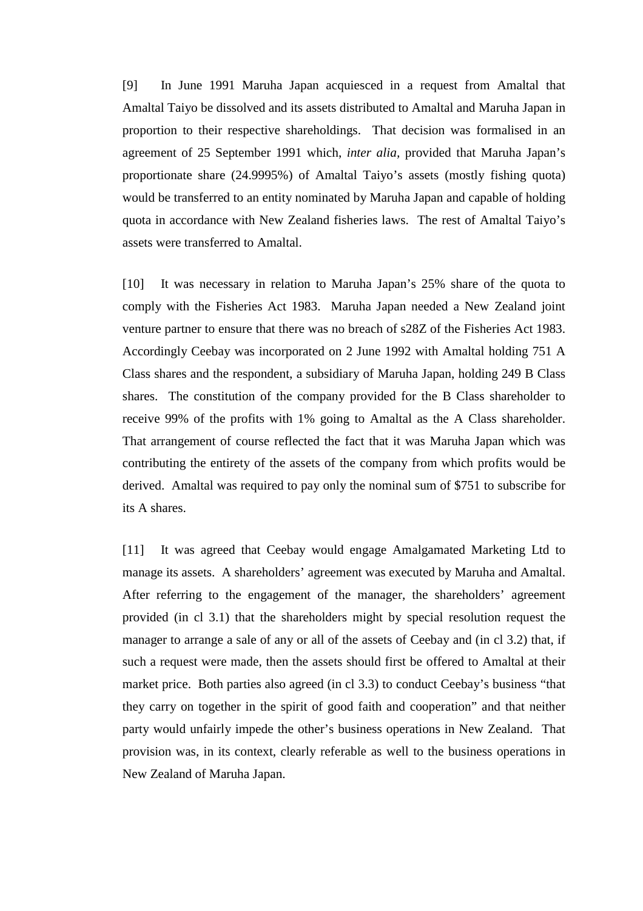[9] In June 1991 Maruha Japan acquiesced in a request from Amaltal that Amaltal Taiyo be dissolved and its assets distributed to Amaltal and Maruha Japan in proportion to their respective shareholdings. That decision was formalised in an agreement of 25 September 1991 which, *inter alia*, provided that Maruha Japan's proportionate share (24.9995%) of Amaltal Taiyo's assets (mostly fishing quota) would be transferred to an entity nominated by Maruha Japan and capable of holding quota in accordance with New Zealand fisheries laws. The rest of Amaltal Taiyo's assets were transferred to Amaltal.

[10] It was necessary in relation to Maruha Japan's 25% share of the quota to comply with the Fisheries Act 1983. Maruha Japan needed a New Zealand joint venture partner to ensure that there was no breach of s28Z of the Fisheries Act 1983. Accordingly Ceebay was incorporated on 2 June 1992 with Amaltal holding 751 A Class shares and the respondent, a subsidiary of Maruha Japan, holding 249 B Class shares. The constitution of the company provided for the B Class shareholder to receive 99% of the profits with 1% going to Amaltal as the A Class shareholder. That arrangement of course reflected the fact that it was Maruha Japan which was contributing the entirety of the assets of the company from which profits would be derived. Amaltal was required to pay only the nominal sum of $751 to subscribe for its A shares.

[11] It was agreed that Ceebay would engage Amalgamated Marketing Ltd to manage its assets. A shareholders' agreement was executed by Maruha and Amaltal. After referring to the engagement of the manager, the shareholders' agreement provided (in cl 3.1) that the shareholders might by special resolution request the manager to arrange a sale of any or all of the assets of Ceebay and (in cl 3.2) that, if such a request were made, then the assets should first be offered to Amaltal at their market price. Both parties also agreed (in cl 3.3) to conduct Ceebay's business "that they carry on together in the spirit of good faith and cooperation" and that neither party would unfairly impede the other's business operations in New Zealand. That provision was, in its context, clearly referable as well to the business operations in New Zealand of Maruha Japan.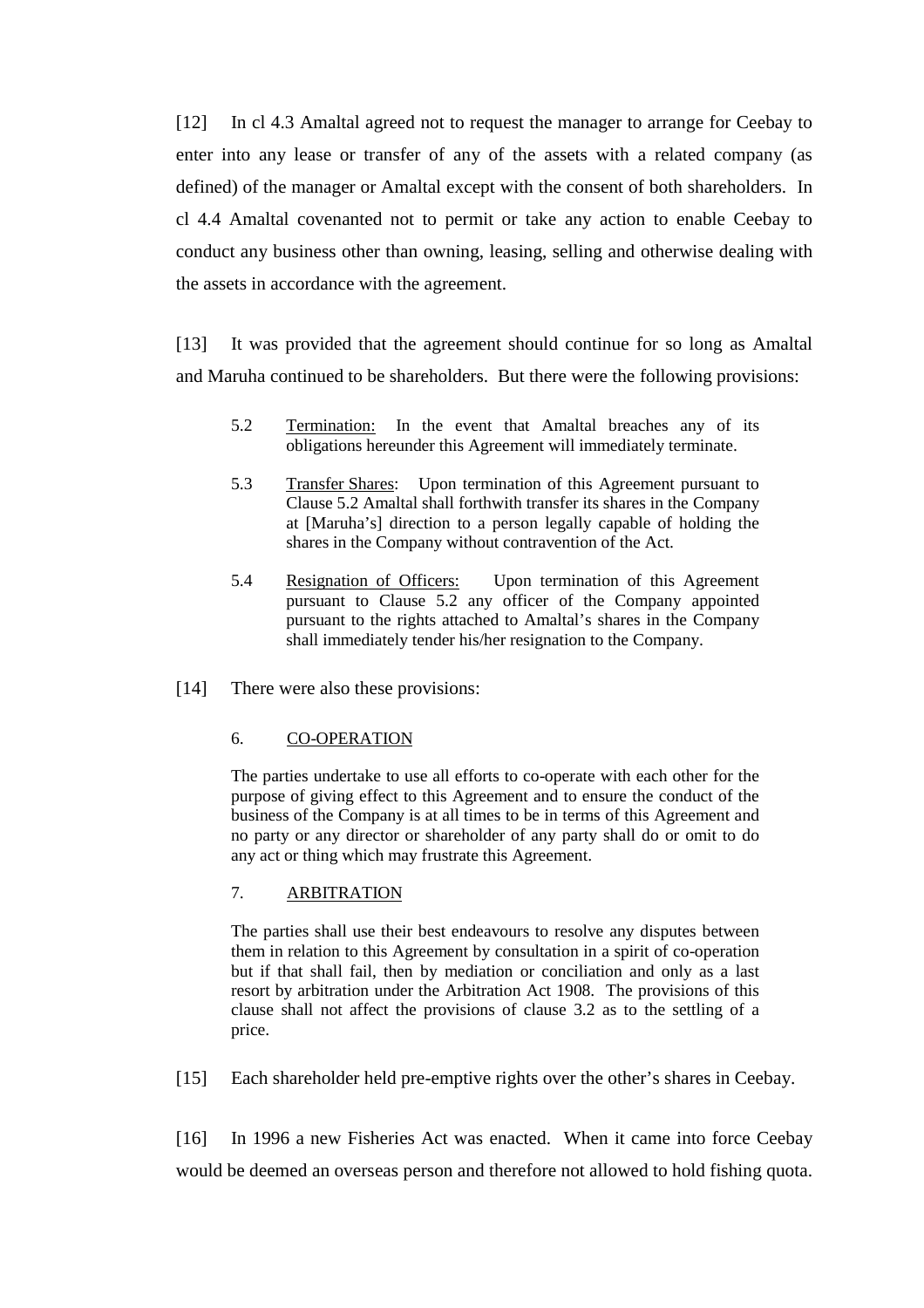[12] In cl 4.3 Amaltal agreed not to request the manager to arrange for Ceebay to enter into any lease or transfer of any of the assets with a related company (as defined) of the manager or Amaltal except with the consent of both shareholders. In cl 4.4 Amaltal covenanted not to permit or take any action to enable Ceebay to conduct any business other than owning, leasing, selling and otherwise dealing with the assets in accordance with the agreement.

[13] It was provided that the agreement should continue for so long as Amaltal and Maruha continued to be shareholders. But there were the following provisions:

> 5.2 Termination: In the event that Amaltal breaches any of its obligations hereunder this Agreement will immediately terminate.
>
> 5.3 Transfer Shares: Upon termination of this Agreement pursuant to Clause 5.2 Amaltal shall forthwith transfer its shares in the Company at [Maruha's] direction to a person legally capable of holding the shares in the Company without contravention of the Act.
>
> 5.4 Resignation of Officers: Upon termination of this Agreement pursuant to Clause 5.2 any officer of the Company appointed pursuant to the rights attached to Amaltal's shares in the Company shall immediately tender his/her resignation to the Company.

[14] There were also these provisions:

> 6. CO-OPERATION
>
> The parties undertake to use all efforts to co-operate with each other for the purpose of giving effect to this Agreement and to ensure the conduct of the business of the Company is at all times to be in terms of this Agreement and no party or any director or shareholder of any party shall do or omit to do any act or thing which may frustrate this Agreement.
>
> 7. ARBITRATION
>
> The parties shall use their best endeavours to resolve any disputes between them in relation to this Agreement by consultation in a spirit of co-operation but if that shall fail, then by mediation or conciliation and only as a last resort by arbitration under the Arbitration Act 1908. The provisions of this clause shall not affect the provisions of clause 3.2 as to the settling of a price.

[15] Each shareholder held pre-emptive rights over the other's shares in Ceebay.

[16] In 1996 a new Fisheries Act was enacted. When it came into force Ceebay would be deemed an overseas person and therefore not allowed to hold fishing quota.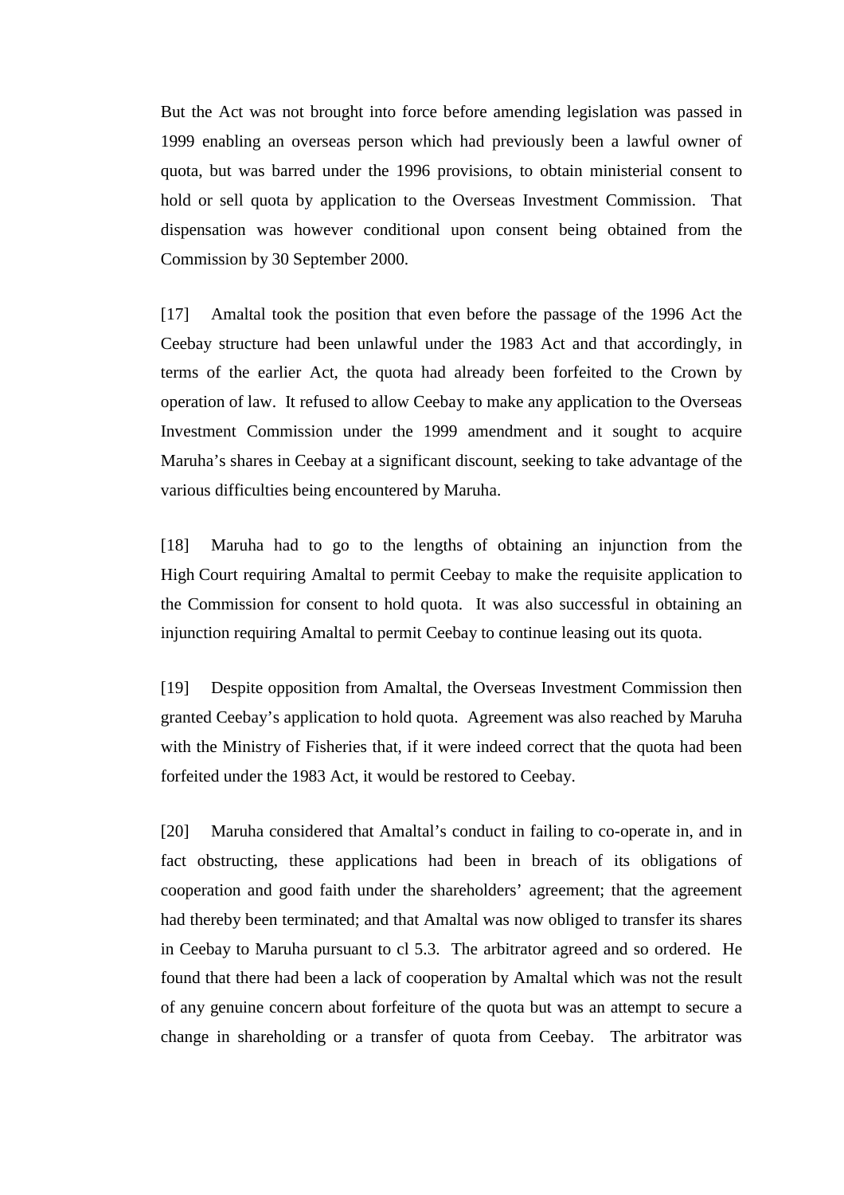But the Act was not brought into force before amending legislation was passed in 1999 enabling an overseas person which had previously been a lawful owner of quota, but was barred under the 1996 provisions, to obtain ministerial consent to hold or sell quota by application to the Overseas Investment Commission. That dispensation was however conditional upon consent being obtained from the Commission by 30 September 2000.

[17] Amaltal took the position that even before the passage of the 1996 Act the Ceebay structure had been unlawful under the 1983 Act and that accordingly, in terms of the earlier Act, the quota had already been forfeited to the Crown by operation of law. It refused to allow Ceebay to make any application to the Overseas Investment Commission under the 1999 amendment and it sought to acquire Maruha's shares in Ceebay at a significant discount, seeking to take advantage of the various difficulties being encountered by Maruha.

[18] Maruha had to go to the lengths of obtaining an injunction from the High Court requiring Amaltal to permit Ceebay to make the requisite application to the Commission for consent to hold quota. It was also successful in obtaining an injunction requiring Amaltal to permit Ceebay to continue leasing out its quota.

[19] Despite opposition from Amaltal, the Overseas Investment Commission then granted Ceebay's application to hold quota. Agreement was also reached by Maruha with the Ministry of Fisheries that, if it were indeed correct that the quota had been forfeited under the 1983 Act, it would be restored to Ceebay.

[20] Maruha considered that Amaltal's conduct in failing to co-operate in, and in fact obstructing, these applications had been in breach of its obligations of cooperation and good faith under the shareholders' agreement; that the agreement had thereby been terminated; and that Amaltal was now obliged to transfer its shares in Ceebay to Maruha pursuant to cl 5.3. The arbitrator agreed and so ordered. He found that there had been a lack of cooperation by Amaltal which was not the result of any genuine concern about forfeiture of the quota but was an attempt to secure a change in shareholding or a transfer of quota from Ceebay. The arbitrator was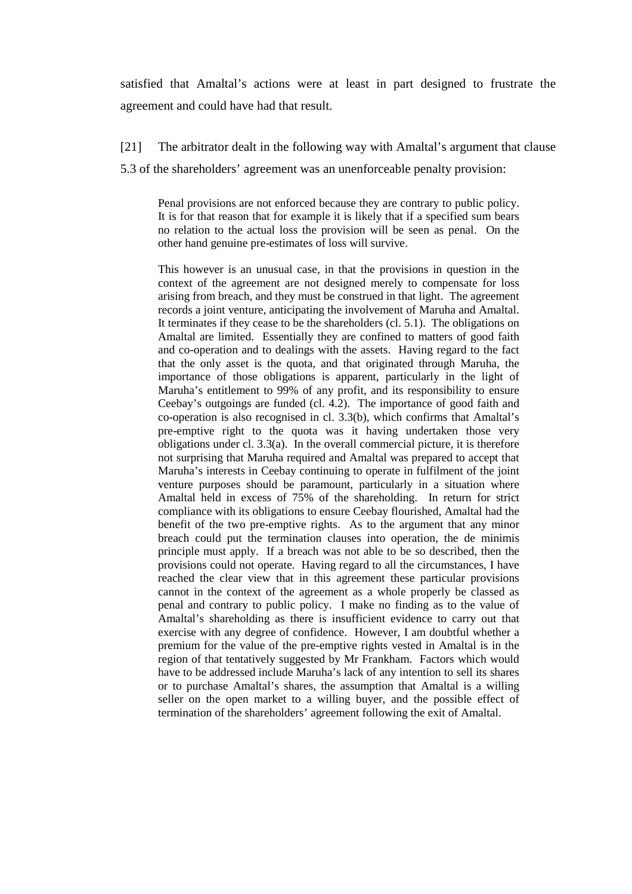satisfied that Amaltal's actions were at least in part designed to frustrate the agreement and could have had that result.

[21] The arbitrator dealt in the following way with Amaltal's argument that clause 5.3 of the shareholders' agreement was an unenforceable penalty provision:

> Penal provisions are not enforced because they are contrary to public policy. It is for that reason that for example it is likely that if a specified sum bears no relation to the actual loss the provision will be seen as penal. On the other hand genuine pre-estimates of loss will survive.
>
> This however is an unusual case, in that the provisions in question in the context of the agreement are not designed merely to compensate for loss arising from breach, and they must be construed in that light. The agreement records a joint venture, anticipating the involvement of Maruha and Amaltal. It terminates if they cease to be the shareholders (cl. 5.1). The obligations on Amaltal are limited. Essentially they are confined to matters of good faith and co-operation and to dealings with the assets. Having regard to the fact that the only asset is the quota, and that originated through Maruha, the importance of those obligations is apparent, particularly in the light of Maruha's entitlement to 99% of any profit, and its responsibility to ensure Ceebay's outgoings are funded (cl. 4.2). The importance of good faith and co-operation is also recognised in cl. 3.3(b), which confirms that Amaltal's pre-emptive right to the quota was it having undertaken those very obligations under cl. 3.3(a). In the overall commercial picture, it is therefore not surprising that Maruha required and Amaltal was prepared to accept that Maruha's interests in Ceebay continuing to operate in fulfilment of the joint venture purposes should be paramount, particularly in a situation where Amaltal held in excess of 75% of the shareholding. In return for strict compliance with its obligations to ensure Ceebay flourished, Amaltal had the benefit of the two pre-emptive rights. As to the argument that any minor breach could put the termination clauses into operation, the de minimis principle must apply. If a breach was not able to be so described, then the provisions could not operate. Having regard to all the circumstances, I have reached the clear view that in this agreement these particular provisions cannot in the context of the agreement as a whole properly be classed as penal and contrary to public policy. I make no finding as to the value of Amaltal's shareholding as there is insufficient evidence to carry out that exercise with any degree of confidence. However, I am doubtful whether a premium for the value of the pre-emptive rights vested in Amaltal is in the region of that tentatively suggested by Mr Frankham. Factors which would have to be addressed include Maruha's lack of any intention to sell its shares or to purchase Amaltal's shares, the assumption that Amaltal is a willing seller on the open market to a willing buyer, and the possible effect of termination of the shareholders' agreement following the exit of Amaltal.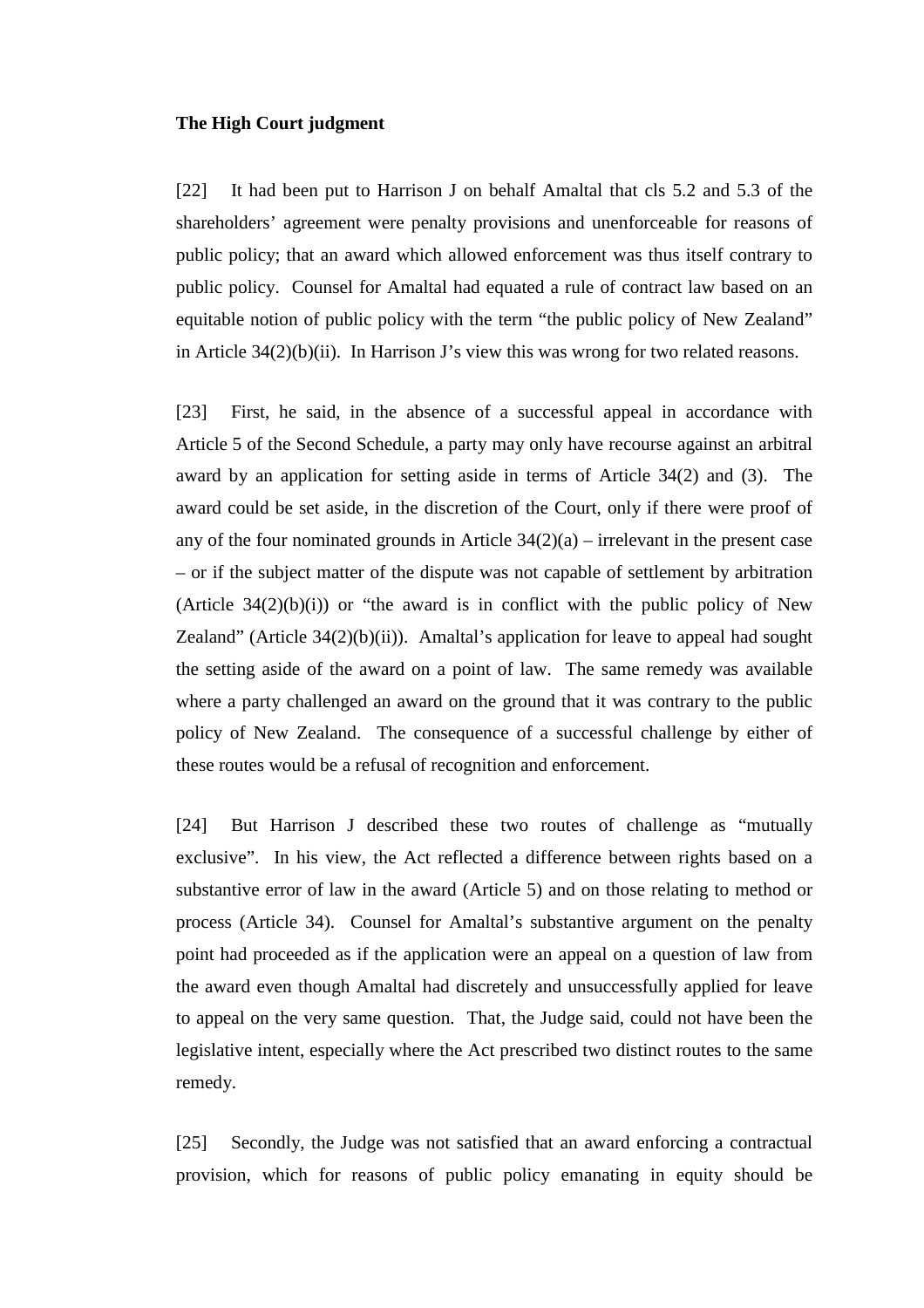**The High Court judgment**

[22] It had been put to Harrison J on behalf Amaltal that cls 5.2 and 5.3 of the shareholders' agreement were penalty provisions and unenforceable for reasons of public policy; that an award which allowed enforcement was thus itself contrary to public policy. Counsel for Amaltal had equated a rule of contract law based on an equitable notion of public policy with the term "the public policy of New Zealand" in Article 34(2)(b)(ii). In Harrison J's view this was wrong for two related reasons.

[23] First, he said, in the absence of a successful appeal in accordance with Article 5 of the Second Schedule, a party may only have recourse against an arbitral award by an application for setting aside in terms of Article 34(2) and (3). The award could be set aside, in the discretion of the Court, only if there were proof of any of the four nominated grounds in Article 34(2)(a) – irrelevant in the present case – or if the subject matter of the dispute was not capable of settlement by arbitration (Article 34(2)(b)(i)) or "the award is in conflict with the public policy of New Zealand" (Article 34(2)(b)(ii)). Amaltal's application for leave to appeal had sought the setting aside of the award on a point of law. The same remedy was available where a party challenged an award on the ground that it was contrary to the public policy of New Zealand. The consequence of a successful challenge by either of these routes would be a refusal of recognition and enforcement.

[24] But Harrison J described these two routes of challenge as "mutually exclusive". In his view, the Act reflected a difference between rights based on a substantive error of law in the award (Article 5) and on those relating to method or process (Article 34). Counsel for Amaltal's substantive argument on the penalty point had proceeded as if the application were an appeal on a question of law from the award even though Amaltal had discretely and unsuccessfully applied for leave to appeal on the very same question. That, the Judge said, could not have been the legislative intent, especially where the Act prescribed two distinct routes to the same remedy.

[25] Secondly, the Judge was not satisfied that an award enforcing a contractual provision, which for reasons of public policy emanating in equity should be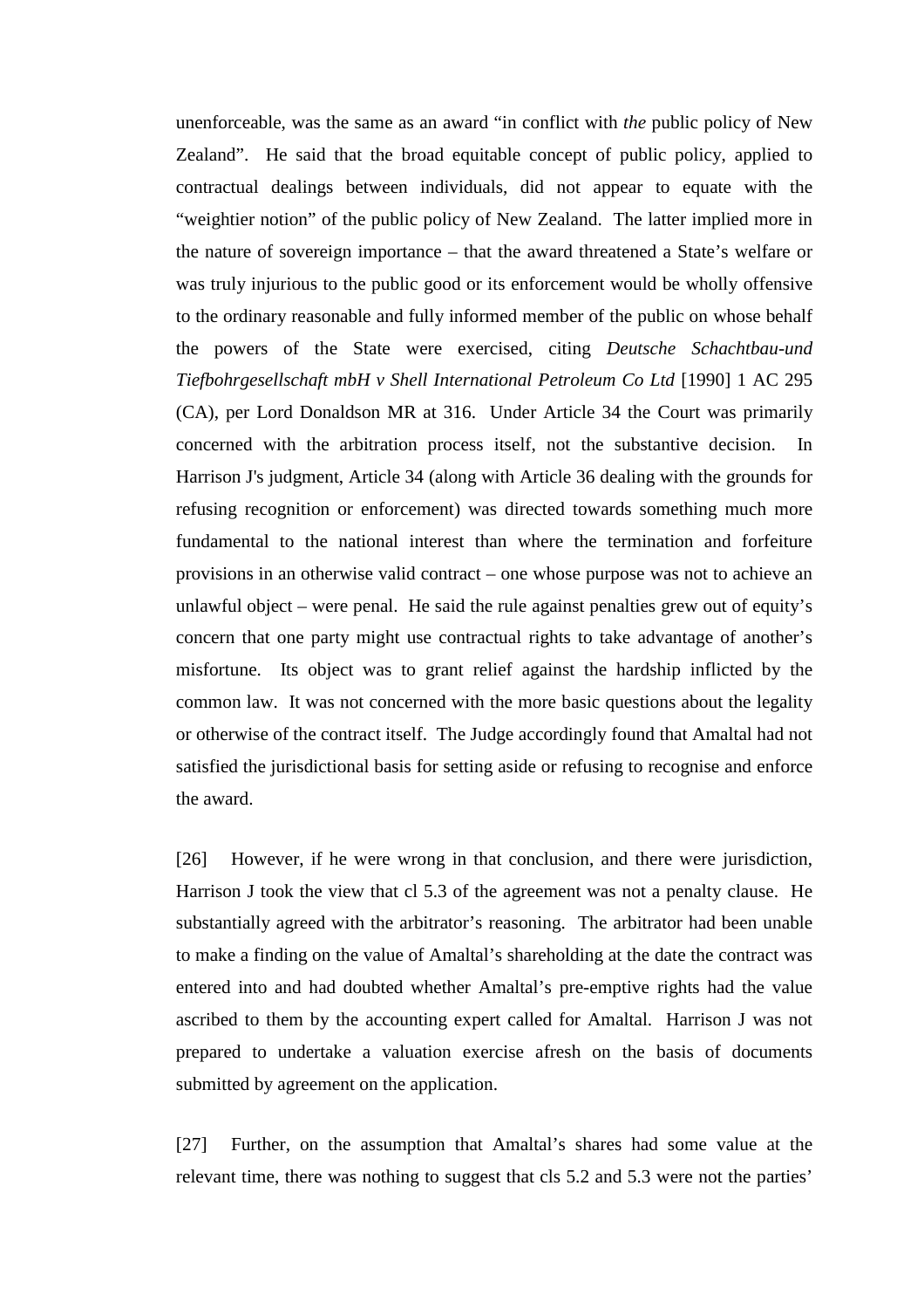unenforceable, was the same as an award "in conflict with *the* public policy of New Zealand". He said that the broad equitable concept of public policy, applied to contractual dealings between individuals, did not appear to equate with the "weightier notion" of the public policy of New Zealand. The latter implied more in the nature of sovereign importance – that the award threatened a State's welfare or was truly injurious to the public good or its enforcement would be wholly offensive to the ordinary reasonable and fully informed member of the public on whose behalf the powers of the State were exercised, citing *Deutsche Schachtbau-und Tiefbohrgesellschaft mbH v Shell International Petroleum Co Ltd* [1990] 1 AC 295 (CA), per Lord Donaldson MR at 316. Under Article 34 the Court was primarily concerned with the arbitration process itself, not the substantive decision. In Harrison J's judgment, Article 34 (along with Article 36 dealing with the grounds for refusing recognition or enforcement) was directed towards something much more fundamental to the national interest than where the termination and forfeiture provisions in an otherwise valid contract – one whose purpose was not to achieve an unlawful object – were penal. He said the rule against penalties grew out of equity's concern that one party might use contractual rights to take advantage of another's misfortune. Its object was to grant relief against the hardship inflicted by the common law. It was not concerned with the more basic questions about the legality or otherwise of the contract itself. The Judge accordingly found that Amaltal had not satisfied the jurisdictional basis for setting aside or refusing to recognise and enforce the award.

[26] However, if he were wrong in that conclusion, and there were jurisdiction, Harrison J took the view that cl 5.3 of the agreement was not a penalty clause. He substantially agreed with the arbitrator's reasoning. The arbitrator had been unable to make a finding on the value of Amaltal's shareholding at the date the contract was entered into and had doubted whether Amaltal's pre-emptive rights had the value ascribed to them by the accounting expert called for Amaltal. Harrison J was not prepared to undertake a valuation exercise afresh on the basis of documents submitted by agreement on the application.

[27] Further, on the assumption that Amaltal's shares had some value at the relevant time, there was nothing to suggest that cls 5.2 and 5.3 were not the parties'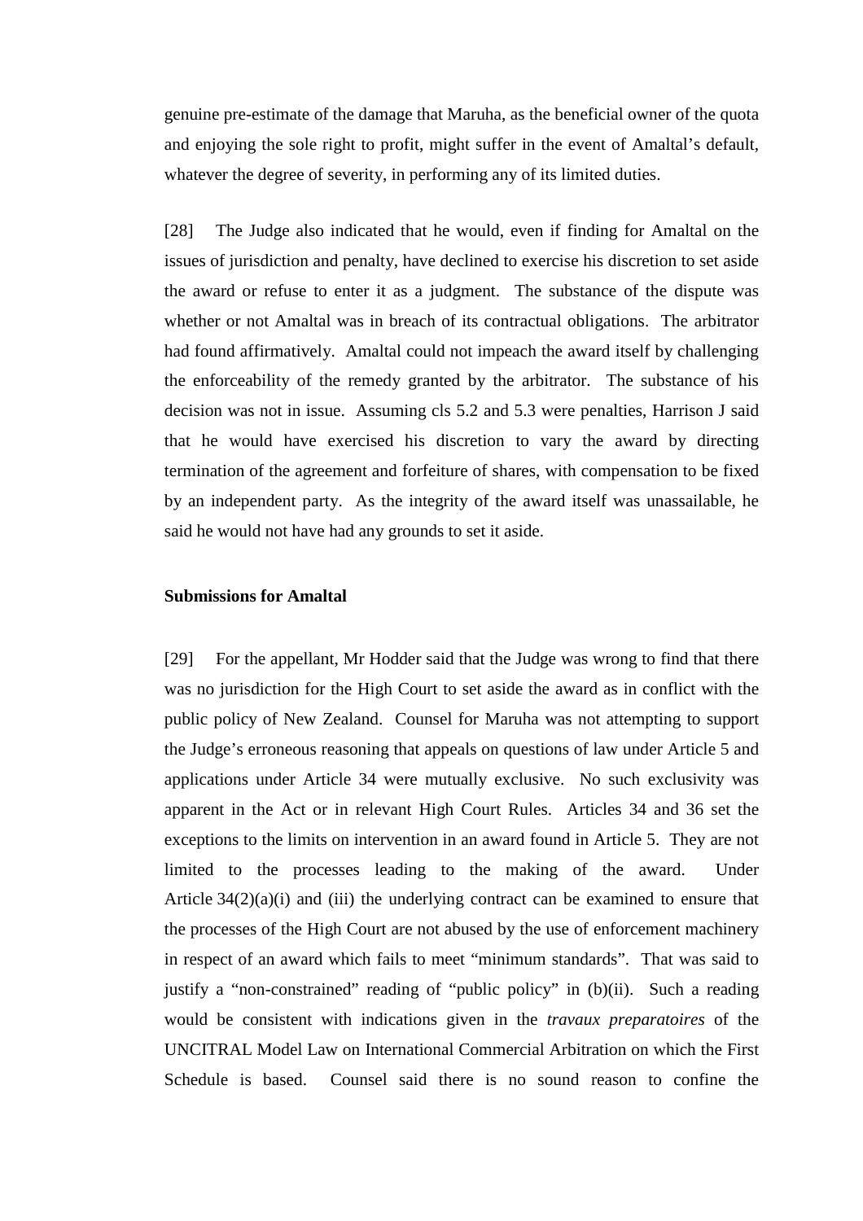genuine pre-estimate of the damage that Maruha, as the beneficial owner of the quota and enjoying the sole right to profit, might suffer in the event of Amaltal's default, whatever the degree of severity, in performing any of its limited duties.

[28] The Judge also indicated that he would, even if finding for Amaltal on the issues of jurisdiction and penalty, have declined to exercise his discretion to set aside the award or refuse to enter it as a judgment. The substance of the dispute was whether or not Amaltal was in breach of its contractual obligations. The arbitrator had found affirmatively. Amaltal could not impeach the award itself by challenging the enforceability of the remedy granted by the arbitrator. The substance of his decision was not in issue. Assuming cls 5.2 and 5.3 were penalties, Harrison J said that he would have exercised his discretion to vary the award by directing termination of the agreement and forfeiture of shares, with compensation to be fixed by an independent party. As the integrity of the award itself was unassailable, he said he would not have had any grounds to set it aside.

**Submissions for Amaltal**

[29] For the appellant, Mr Hodder said that the Judge was wrong to find that there was no jurisdiction for the High Court to set aside the award as in conflict with the public policy of New Zealand. Counsel for Maruha was not attempting to support the Judge's erroneous reasoning that appeals on questions of law under Article 5 and applications under Article 34 were mutually exclusive. No such exclusivity was apparent in the Act or in relevant High Court Rules. Articles 34 and 36 set the exceptions to the limits on intervention in an award found in Article 5. They are not limited to the processes leading to the making of the award. Under Article 34(2)(a)(i) and (iii) the underlying contract can be examined to ensure that the processes of the High Court are not abused by the use of enforcement machinery in respect of an award which fails to meet "minimum standards". That was said to justify a "non-constrained" reading of "public policy" in (b)(ii). Such a reading would be consistent with indications given in the *travaux preparatoires* of the UNCITRAL Model Law on International Commercial Arbitration on which the First Schedule is based. Counsel said there is no sound reason to confine the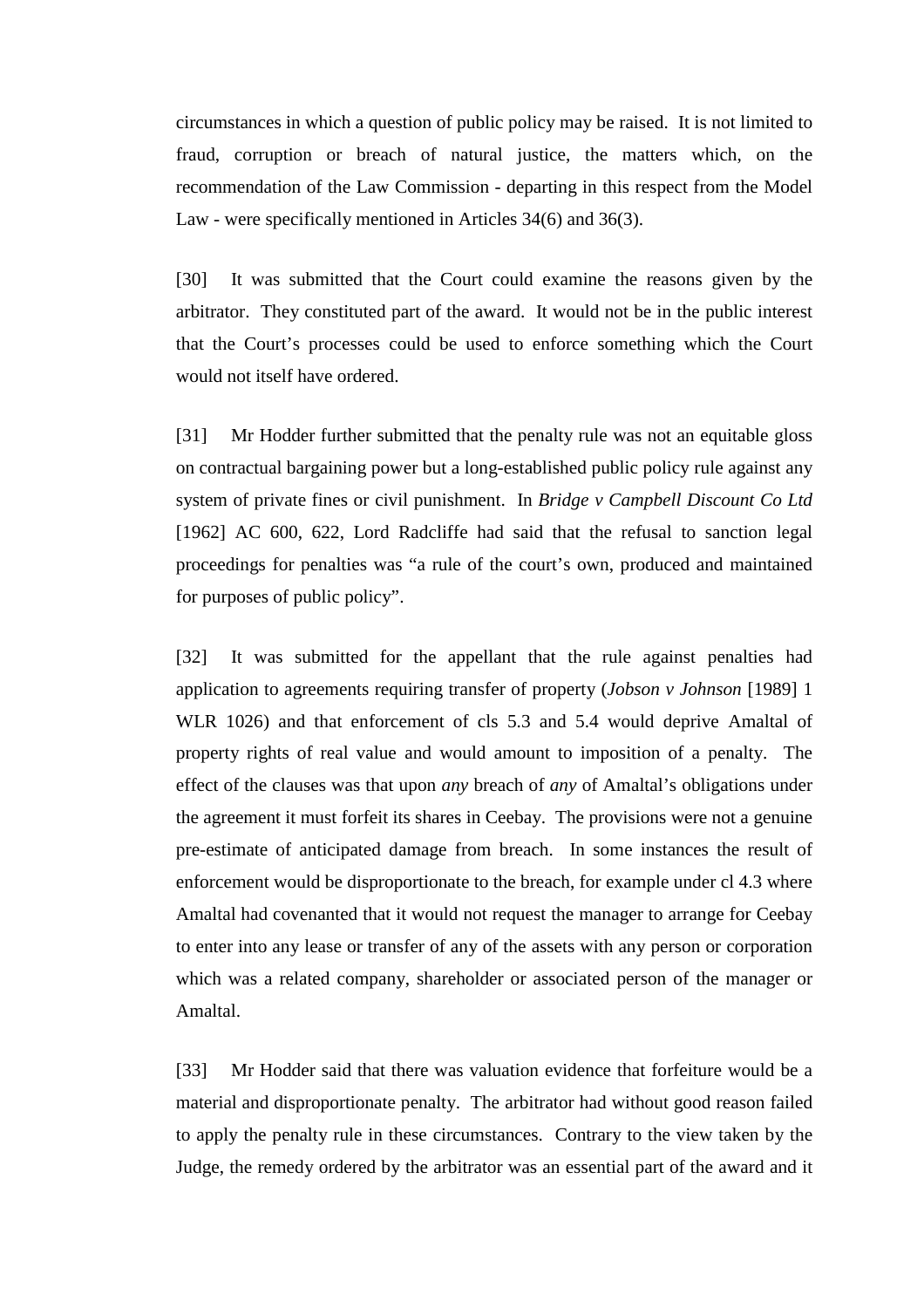circumstances in which a question of public policy may be raised. It is not limited to fraud, corruption or breach of natural justice, the matters which, on the recommendation of the Law Commission - departing in this respect from the Model Law - were specifically mentioned in Articles 34(6) and 36(3).

[30] It was submitted that the Court could examine the reasons given by the arbitrator. They constituted part of the award. It would not be in the public interest that the Court's processes could be used to enforce something which the Court would not itself have ordered.

[31] Mr Hodder further submitted that the penalty rule was not an equitable gloss on contractual bargaining power but a long-established public policy rule against any system of private fines or civil punishment. In *Bridge v Campbell Discount Co Ltd* [1962] AC 600, 622, Lord Radcliffe had said that the refusal to sanction legal proceedings for penalties was "a rule of the court's own, produced and maintained for purposes of public policy".

[32] It was submitted for the appellant that the rule against penalties had application to agreements requiring transfer of property (*Jobson v Johnson* [1989] 1 WLR 1026) and that enforcement of cls 5.3 and 5.4 would deprive Amaltal of property rights of real value and would amount to imposition of a penalty. The effect of the clauses was that upon *any* breach of *any* of Amaltal's obligations under the agreement it must forfeit its shares in Ceebay. The provisions were not a genuine pre-estimate of anticipated damage from breach. In some instances the result of enforcement would be disproportionate to the breach, for example under cl 4.3 where Amaltal had covenanted that it would not request the manager to arrange for Ceebay to enter into any lease or transfer of any of the assets with any person or corporation which was a related company, shareholder or associated person of the manager or Amaltal.

[33] Mr Hodder said that there was valuation evidence that forfeiture would be a material and disproportionate penalty. The arbitrator had without good reason failed to apply the penalty rule in these circumstances. Contrary to the view taken by the Judge, the remedy ordered by the arbitrator was an essential part of the award and it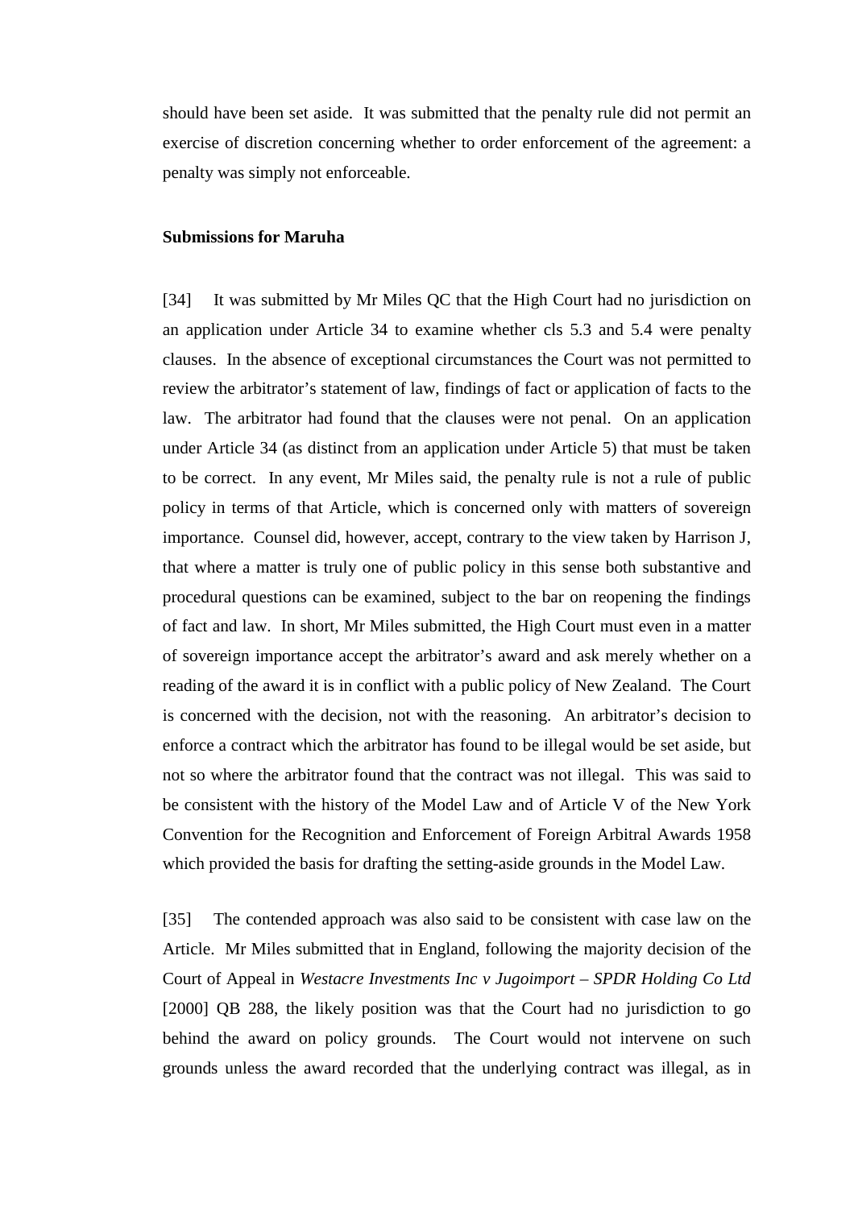should have been set aside. It was submitted that the penalty rule did not permit an exercise of discretion concerning whether to order enforcement of the agreement: a penalty was simply not enforceable.

**Submissions for Maruha**

[34] It was submitted by Mr Miles QC that the High Court had no jurisdiction on an application under Article 34 to examine whether cls 5.3 and 5.4 were penalty clauses. In the absence of exceptional circumstances the Court was not permitted to review the arbitrator's statement of law, findings of fact or application of facts to the law. The arbitrator had found that the clauses were not penal. On an application under Article 34 (as distinct from an application under Article 5) that must be taken to be correct. In any event, Mr Miles said, the penalty rule is not a rule of public policy in terms of that Article, which is concerned only with matters of sovereign importance. Counsel did, however, accept, contrary to the view taken by Harrison J, that where a matter is truly one of public policy in this sense both substantive and procedural questions can be examined, subject to the bar on reopening the findings of fact and law. In short, Mr Miles submitted, the High Court must even in a matter of sovereign importance accept the arbitrator's award and ask merely whether on a reading of the award it is in conflict with a public policy of New Zealand. The Court is concerned with the decision, not with the reasoning. An arbitrator's decision to enforce a contract which the arbitrator has found to be illegal would be set aside, but not so where the arbitrator found that the contract was not illegal. This was said to be consistent with the history of the Model Law and of Article V of the New York Convention for the Recognition and Enforcement of Foreign Arbitral Awards 1958 which provided the basis for drafting the setting-aside grounds in the Model Law.

[35] The contended approach was also said to be consistent with case law on the Article. Mr Miles submitted that in England, following the majority decision of the Court of Appeal in *Westacre Investments Inc v Jugoimport – SPDR Holding Co Ltd* [2000] QB 288, the likely position was that the Court had no jurisdiction to go behind the award on policy grounds. The Court would not intervene on such grounds unless the award recorded that the underlying contract was illegal, as in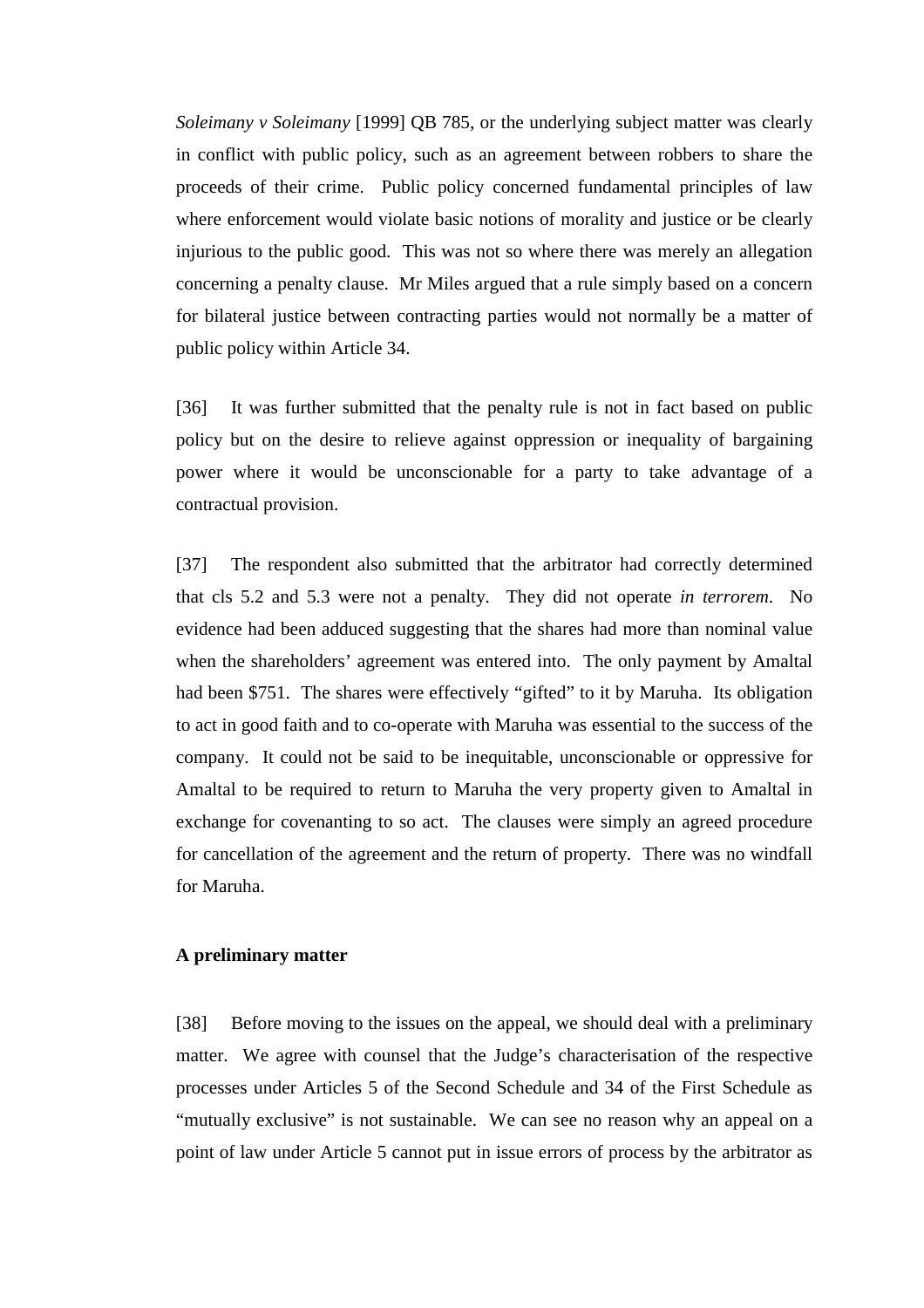*Soleimany v Soleimany* [1999] QB 785, or the underlying subject matter was clearly in conflict with public policy, such as an agreement between robbers to share the proceeds of their crime. Public policy concerned fundamental principles of law where enforcement would violate basic notions of morality and justice or be clearly injurious to the public good. This was not so where there was merely an allegation concerning a penalty clause. Mr Miles argued that a rule simply based on a concern for bilateral justice between contracting parties would not normally be a matter of public policy within Article 34.

[36] It was further submitted that the penalty rule is not in fact based on public policy but on the desire to relieve against oppression or inequality of bargaining power where it would be unconscionable for a party to take advantage of a contractual provision.

[37] The respondent also submitted that the arbitrator had correctly determined that cls 5.2 and 5.3 were not a penalty. They did not operate *in terrorem*. No evidence had been adduced suggesting that the shares had more than nominal value when the shareholders' agreement was entered into. The only payment by Amaltal had been $751. The shares were effectively "gifted" to it by Maruha. Its obligation to act in good faith and to co-operate with Maruha was essential to the success of the company. It could not be said to be inequitable, unconscionable or oppressive for Amaltal to be required to return to Maruha the very property given to Amaltal in exchange for covenanting to so act. The clauses were simply an agreed procedure for cancellation of the agreement and the return of property. There was no windfall for Maruha.

**A preliminary matter**

[38] Before moving to the issues on the appeal, we should deal with a preliminary matter. We agree with counsel that the Judge's characterisation of the respective processes under Articles 5 of the Second Schedule and 34 of the First Schedule as "mutually exclusive" is not sustainable. We can see no reason why an appeal on a point of law under Article 5 cannot put in issue errors of process by the arbitrator as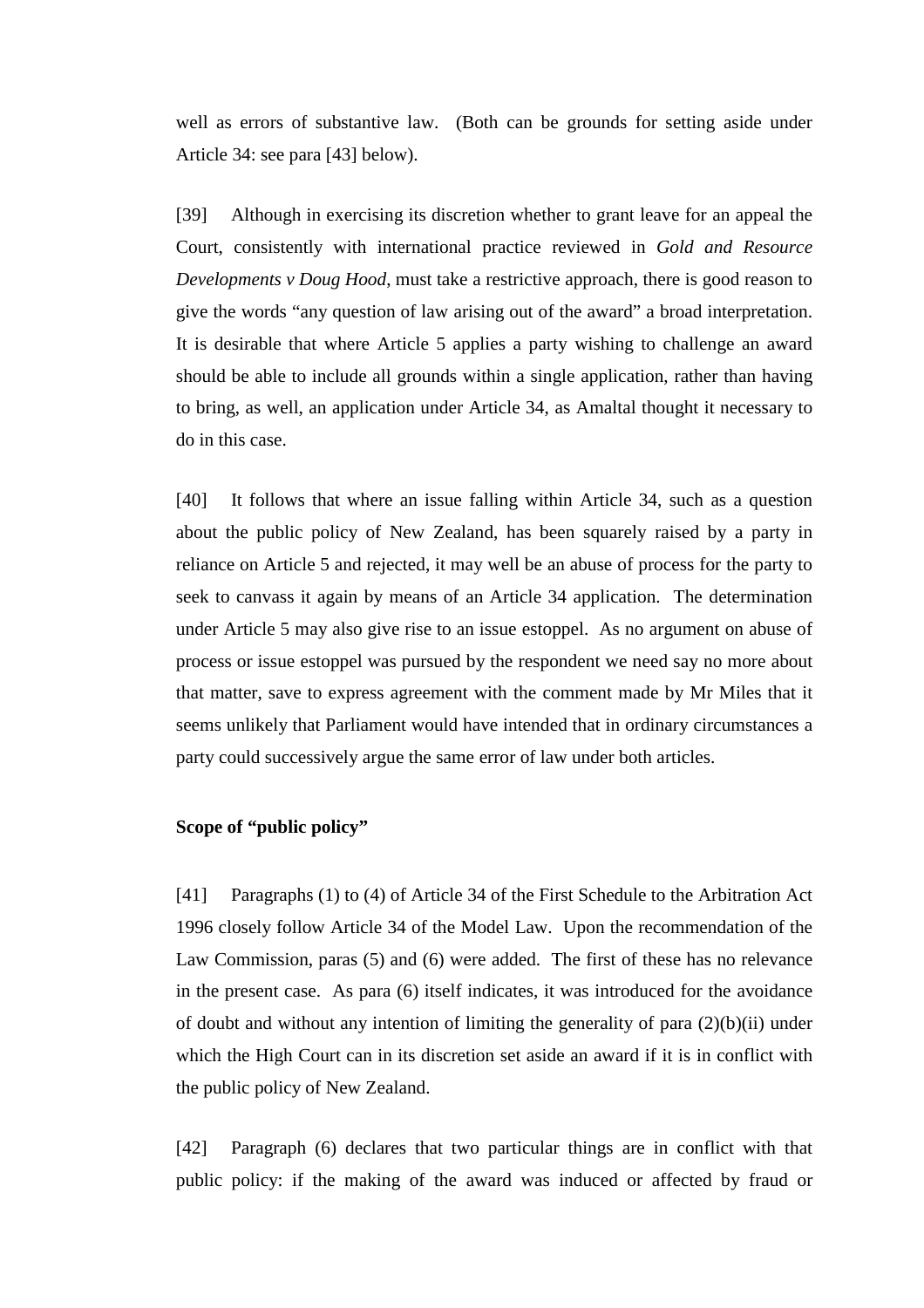well as errors of substantive law. (Both can be grounds for setting aside under Article 34: see para [43] below).

[39] Although in exercising its discretion whether to grant leave for an appeal the Court, consistently with international practice reviewed in *Gold and Resource Developments v Doug Hood*, must take a restrictive approach, there is good reason to give the words "any question of law arising out of the award" a broad interpretation. It is desirable that where Article 5 applies a party wishing to challenge an award should be able to include all grounds within a single application, rather than having to bring, as well, an application under Article 34, as Amaltal thought it necessary to do in this case.

[40] It follows that where an issue falling within Article 34, such as a question about the public policy of New Zealand, has been squarely raised by a party in reliance on Article 5 and rejected, it may well be an abuse of process for the party to seek to canvass it again by means of an Article 34 application. The determination under Article 5 may also give rise to an issue estoppel. As no argument on abuse of process or issue estoppel was pursued by the respondent we need say no more about that matter, save to express agreement with the comment made by Mr Miles that it seems unlikely that Parliament would have intended that in ordinary circumstances a party could successively argue the same error of law under both articles.

**Scope of "public policy"**

[41] Paragraphs (1) to (4) of Article 34 of the First Schedule to the Arbitration Act 1996 closely follow Article 34 of the Model Law. Upon the recommendation of the Law Commission, paras (5) and (6) were added. The first of these has no relevance in the present case. As para (6) itself indicates, it was introduced for the avoidance of doubt and without any intention of limiting the generality of para (2)(b)(ii) under which the High Court can in its discretion set aside an award if it is in conflict with the public policy of New Zealand.

[42] Paragraph (6) declares that two particular things are in conflict with that public policy: if the making of the award was induced or affected by fraud or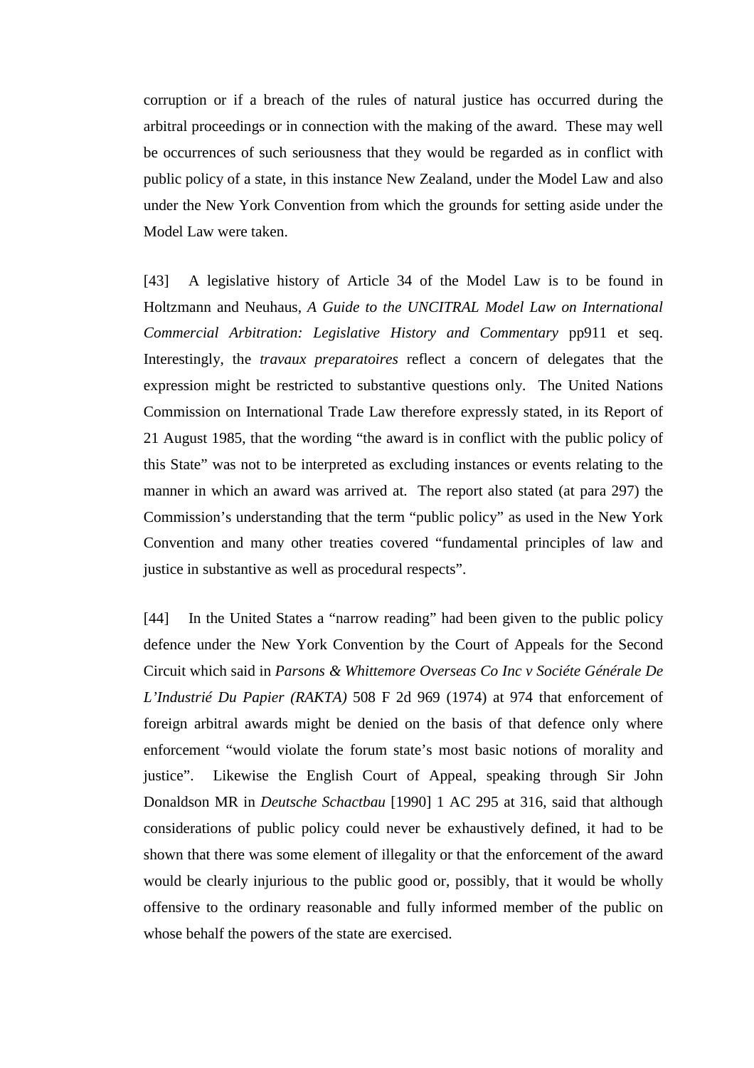corruption or if a breach of the rules of natural justice has occurred during the arbitral proceedings or in connection with the making of the award. These may well be occurrences of such seriousness that they would be regarded as in conflict with public policy of a state, in this instance New Zealand, under the Model Law and also under the New York Convention from which the grounds for setting aside under the Model Law were taken.

[43] A legislative history of Article 34 of the Model Law is to be found in Holtzmann and Neuhaus, *A Guide to the UNCITRAL Model Law on International Commercial Arbitration: Legislative History and Commentary* pp911 et seq. Interestingly, the *travaux preparatoires* reflect a concern of delegates that the expression might be restricted to substantive questions only. The United Nations Commission on International Trade Law therefore expressly stated, in its Report of 21 August 1985, that the wording "the award is in conflict with the public policy of this State" was not to be interpreted as excluding instances or events relating to the manner in which an award was arrived at. The report also stated (at para 297) the Commission's understanding that the term "public policy" as used in the New York Convention and many other treaties covered "fundamental principles of law and justice in substantive as well as procedural respects".

[44] In the United States a "narrow reading" had been given to the public policy defence under the New York Convention by the Court of Appeals for the Second Circuit which said in *Parsons & Whittemore Overseas Co Inc v Sociéte Générale De L'Industrié Du Papier (RAKTA)* 508 F 2d 969 (1974) at 974 that enforcement of foreign arbitral awards might be denied on the basis of that defence only where enforcement "would violate the forum state's most basic notions of morality and justice". Likewise the English Court of Appeal, speaking through Sir John Donaldson MR in *Deutsche Schactbau* [1990] 1 AC 295 at 316, said that although considerations of public policy could never be exhaustively defined, it had to be shown that there was some element of illegality or that the enforcement of the award would be clearly injurious to the public good or, possibly, that it would be wholly offensive to the ordinary reasonable and fully informed member of the public on whose behalf the powers of the state are exercised.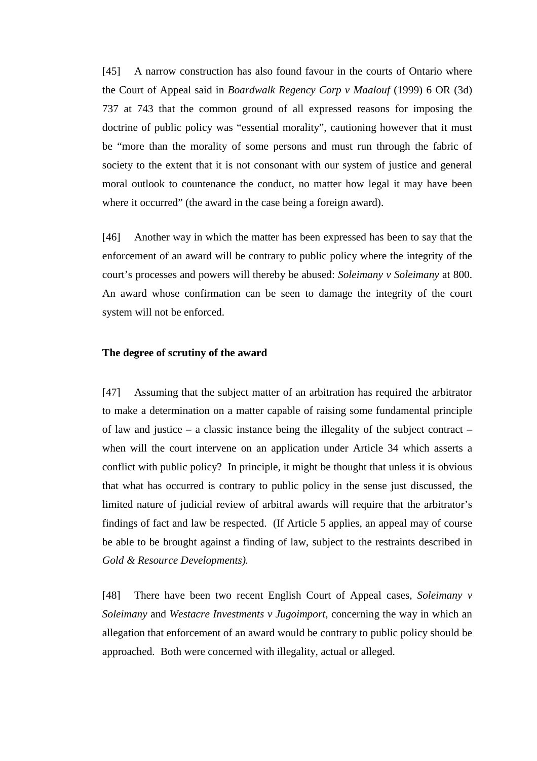[45] A narrow construction has also found favour in the courts of Ontario where the Court of Appeal said in *Boardwalk Regency Corp v Maalouf* (1999) 6 OR (3d) 737 at 743 that the common ground of all expressed reasons for imposing the doctrine of public policy was "essential morality", cautioning however that it must be "more than the morality of some persons and must run through the fabric of society to the extent that it is not consonant with our system of justice and general moral outlook to countenance the conduct, no matter how legal it may have been where it occurred" (the award in the case being a foreign award).

[46] Another way in which the matter has been expressed has been to say that the enforcement of an award will be contrary to public policy where the integrity of the court's processes and powers will thereby be abused: *Soleimany v Soleimany* at 800. An award whose confirmation can be seen to damage the integrity of the court system will not be enforced.

**The degree of scrutiny of the award**

[47] Assuming that the subject matter of an arbitration has required the arbitrator to make a determination on a matter capable of raising some fundamental principle of law and justice – a classic instance being the illegality of the subject contract – when will the court intervene on an application under Article 34 which asserts a conflict with public policy? In principle, it might be thought that unless it is obvious that what has occurred is contrary to public policy in the sense just discussed, the limited nature of judicial review of arbitral awards will require that the arbitrator's findings of fact and law be respected. (If Article 5 applies, an appeal may of course be able to be brought against a finding of law, subject to the restraints described in *Gold & Resource Developments).*

[48] There have been two recent English Court of Appeal cases, *Soleimany v Soleimany* and *Westacre Investments v Jugoimport*, concerning the way in which an allegation that enforcement of an award would be contrary to public policy should be approached. Both were concerned with illegality, actual or alleged.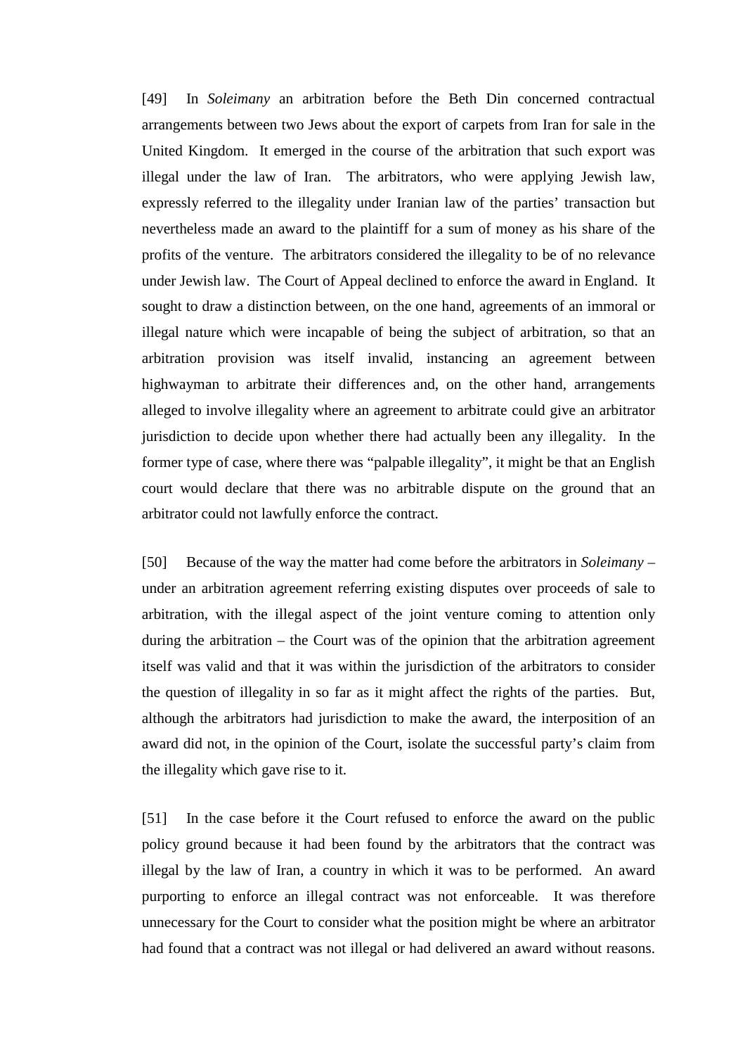[49] In *Soleimany* an arbitration before the Beth Din concerned contractual arrangements between two Jews about the export of carpets from Iran for sale in the United Kingdom. It emerged in the course of the arbitration that such export was illegal under the law of Iran. The arbitrators, who were applying Jewish law, expressly referred to the illegality under Iranian law of the parties' transaction but nevertheless made an award to the plaintiff for a sum of money as his share of the profits of the venture. The arbitrators considered the illegality to be of no relevance under Jewish law. The Court of Appeal declined to enforce the award in England. It sought to draw a distinction between, on the one hand, agreements of an immoral or illegal nature which were incapable of being the subject of arbitration, so that an arbitration provision was itself invalid, instancing an agreement between highwayman to arbitrate their differences and, on the other hand, arrangements alleged to involve illegality where an agreement to arbitrate could give an arbitrator jurisdiction to decide upon whether there had actually been any illegality. In the former type of case, where there was "palpable illegality", it might be that an English court would declare that there was no arbitrable dispute on the ground that an arbitrator could not lawfully enforce the contract.

[50] Because of the way the matter had come before the arbitrators in *Soleimany* – under an arbitration agreement referring existing disputes over proceeds of sale to arbitration, with the illegal aspect of the joint venture coming to attention only during the arbitration – the Court was of the opinion that the arbitration agreement itself was valid and that it was within the jurisdiction of the arbitrators to consider the question of illegality in so far as it might affect the rights of the parties. But, although the arbitrators had jurisdiction to make the award, the interposition of an award did not, in the opinion of the Court, isolate the successful party's claim from the illegality which gave rise to it.

[51] In the case before it the Court refused to enforce the award on the public policy ground because it had been found by the arbitrators that the contract was illegal by the law of Iran, a country in which it was to be performed. An award purporting to enforce an illegal contract was not enforceable. It was therefore unnecessary for the Court to consider what the position might be where an arbitrator had found that a contract was not illegal or had delivered an award without reasons.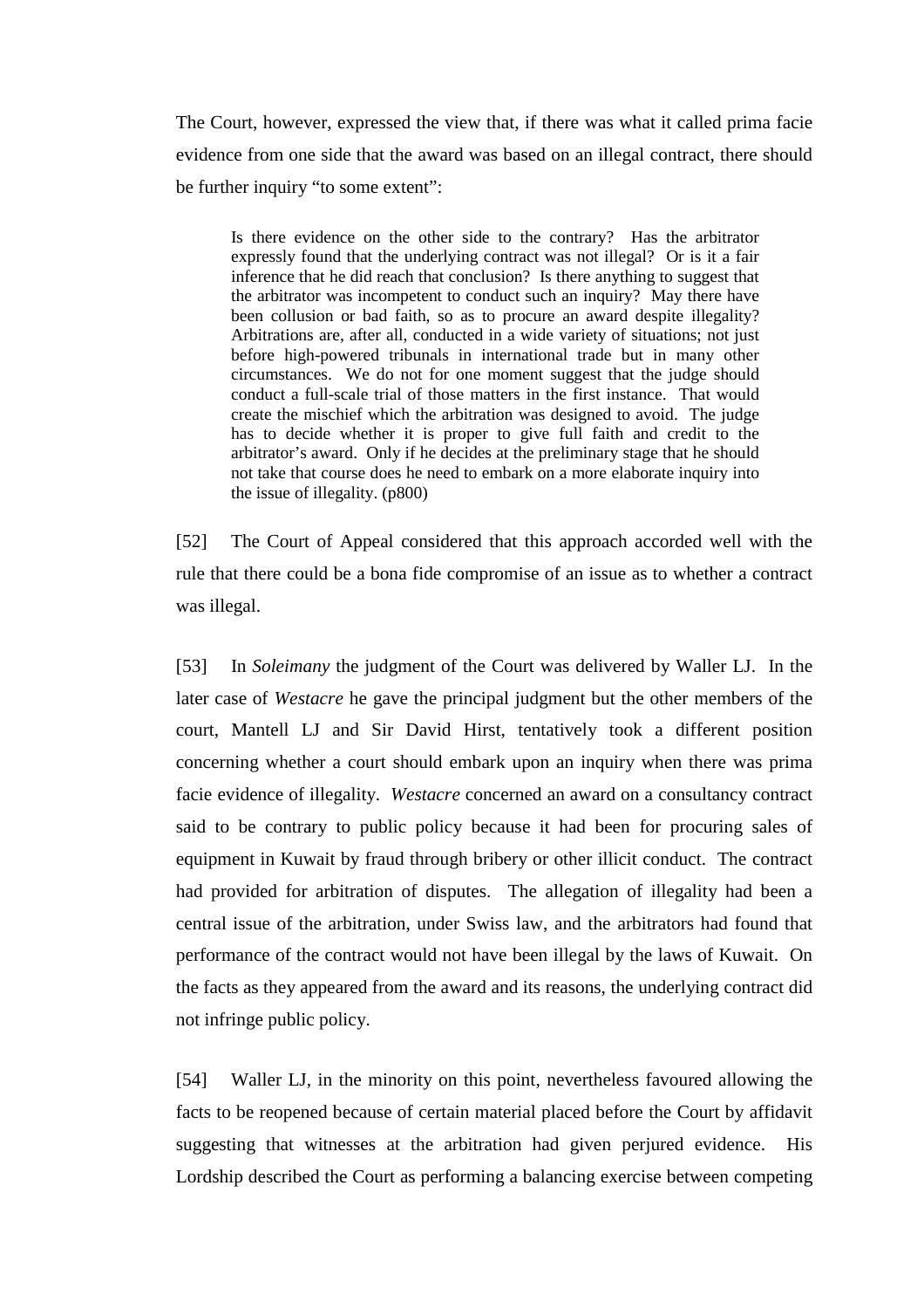The Court, however, expressed the view that, if there was what it called prima facie evidence from one side that the award was based on an illegal contract, there should be further inquiry "to some extent":

> Is there evidence on the other side to the contrary? Has the arbitrator expressly found that the underlying contract was not illegal? Or is it a fair inference that he did reach that conclusion? Is there anything to suggest that the arbitrator was incompetent to conduct such an inquiry? May there have been collusion or bad faith, so as to procure an award despite illegality? Arbitrations are, after all, conducted in a wide variety of situations; not just before high-powered tribunals in international trade but in many other circumstances. We do not for one moment suggest that the judge should conduct a full-scale trial of those matters in the first instance. That would create the mischief which the arbitration was designed to avoid. The judge has to decide whether it is proper to give full faith and credit to the arbitrator's award. Only if he decides at the preliminary stage that he should not take that course does he need to embark on a more elaborate inquiry into the issue of illegality. (p800)

[52] The Court of Appeal considered that this approach accorded well with the rule that there could be a bona fide compromise of an issue as to whether a contract was illegal.

[53] In *Soleimany* the judgment of the Court was delivered by Waller LJ. In the later case of *Westacre* he gave the principal judgment but the other members of the court, Mantell LJ and Sir David Hirst, tentatively took a different position concerning whether a court should embark upon an inquiry when there was prima facie evidence of illegality. *Westacre* concerned an award on a consultancy contract said to be contrary to public policy because it had been for procuring sales of equipment in Kuwait by fraud through bribery or other illicit conduct. The contract had provided for arbitration of disputes. The allegation of illegality had been a central issue of the arbitration, under Swiss law, and the arbitrators had found that performance of the contract would not have been illegal by the laws of Kuwait. On the facts as they appeared from the award and its reasons, the underlying contract did not infringe public policy.

[54] Waller LJ, in the minority on this point, nevertheless favoured allowing the facts to be reopened because of certain material placed before the Court by affidavit suggesting that witnesses at the arbitration had given perjured evidence. His Lordship described the Court as performing a balancing exercise between competing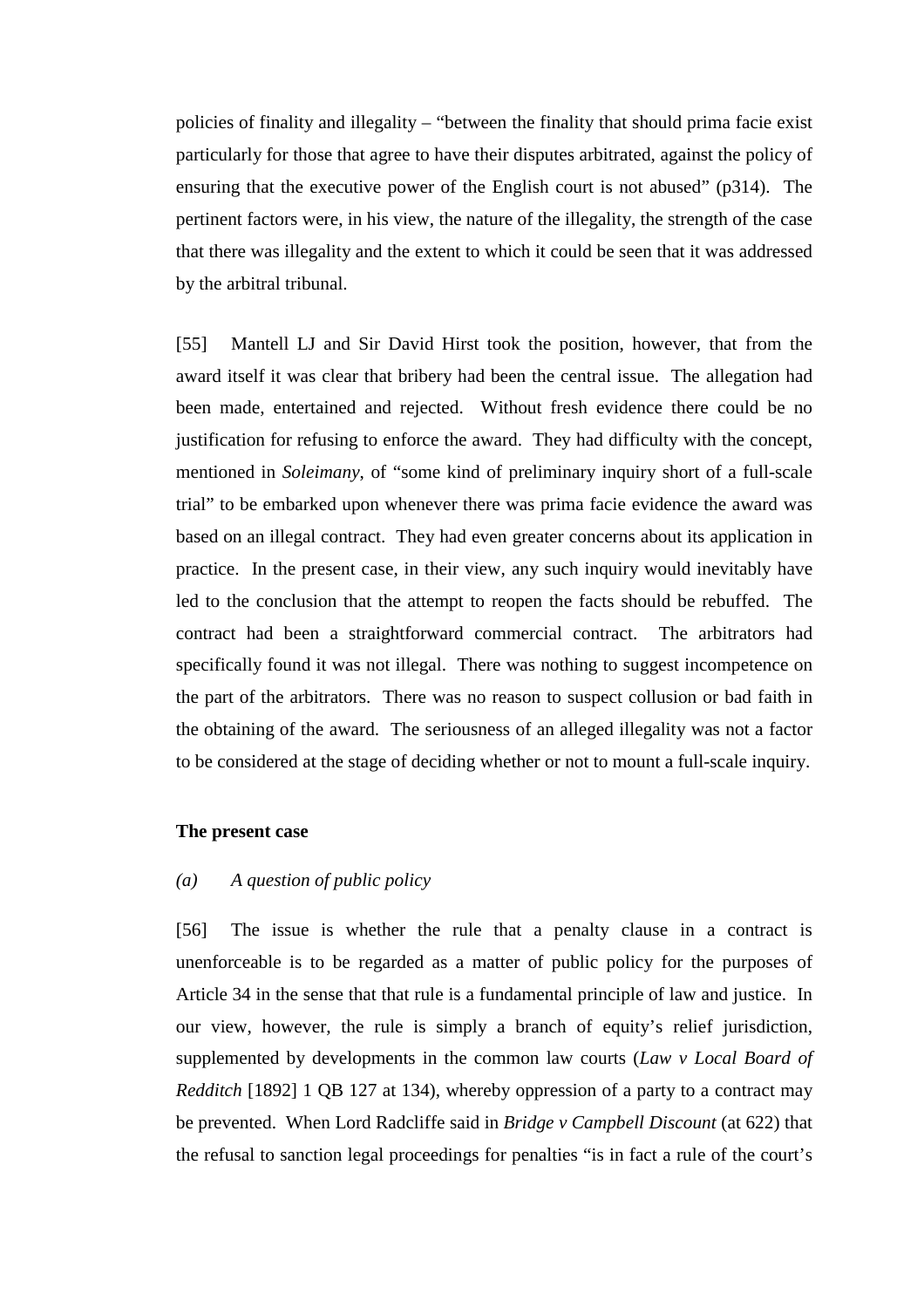policies of finality and illegality – "between the finality that should prima facie exist particularly for those that agree to have their disputes arbitrated, against the policy of ensuring that the executive power of the English court is not abused" (p314). The pertinent factors were, in his view, the nature of the illegality, the strength of the case that there was illegality and the extent to which it could be seen that it was addressed by the arbitral tribunal.

[55] Mantell LJ and Sir David Hirst took the position, however, that from the award itself it was clear that bribery had been the central issue. The allegation had been made, entertained and rejected. Without fresh evidence there could be no justification for refusing to enforce the award. They had difficulty with the concept, mentioned in *Soleimany*, of "some kind of preliminary inquiry short of a full-scale trial" to be embarked upon whenever there was prima facie evidence the award was based on an illegal contract. They had even greater concerns about its application in practice. In the present case, in their view, any such inquiry would inevitably have led to the conclusion that the attempt to reopen the facts should be rebuffed. The contract had been a straightforward commercial contract. The arbitrators had specifically found it was not illegal. There was nothing to suggest incompetence on the part of the arbitrators. There was no reason to suspect collusion or bad faith in the obtaining of the award. The seriousness of an alleged illegality was not a factor to be considered at the stage of deciding whether or not to mount a full-scale inquiry.

**The present case**

*(a) A question of public policy*

[56] The issue is whether the rule that a penalty clause in a contract is unenforceable is to be regarded as a matter of public policy for the purposes of Article 34 in the sense that that rule is a fundamental principle of law and justice. In our view, however, the rule is simply a branch of equity's relief jurisdiction, supplemented by developments in the common law courts (*Law v Local Board of Redditch* [1892] 1 QB 127 at 134), whereby oppression of a party to a contract may be prevented. When Lord Radcliffe said in *Bridge v Campbell Discount* (at 622) that the refusal to sanction legal proceedings for penalties "is in fact a rule of the court's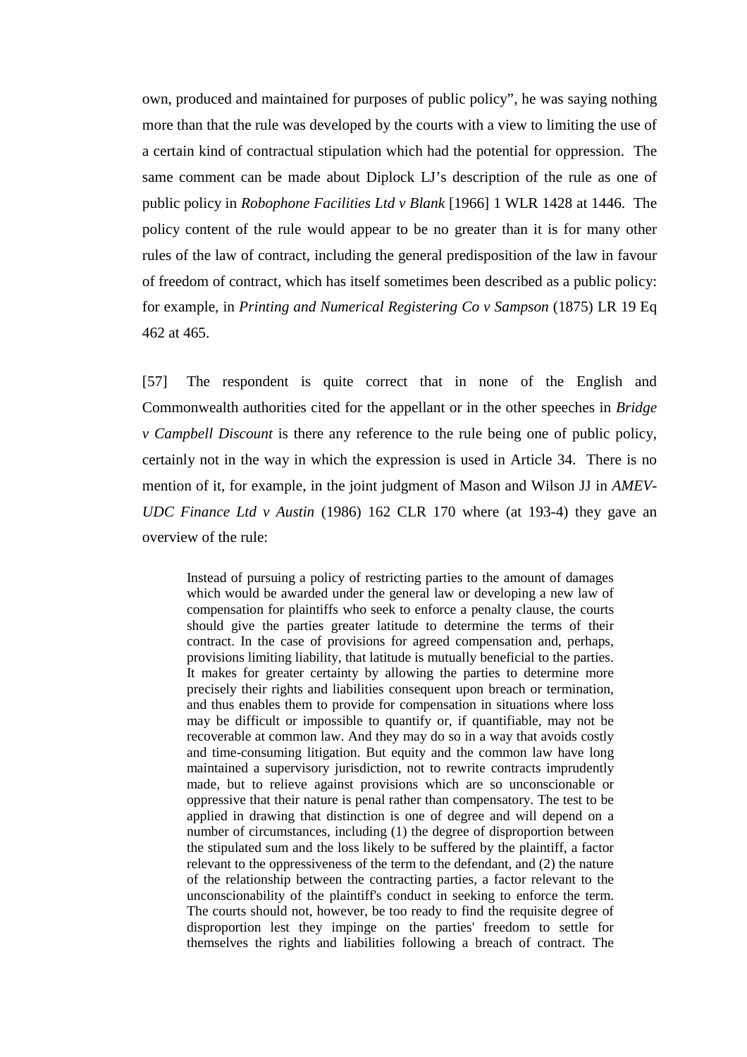own, produced and maintained for purposes of public policy", he was saying nothing more than that the rule was developed by the courts with a view to limiting the use of a certain kind of contractual stipulation which had the potential for oppression. The same comment can be made about Diplock LJ's description of the rule as one of public policy in *Robophone Facilities Ltd v Blank* [1966] 1 WLR 1428 at 1446. The policy content of the rule would appear to be no greater than it is for many other rules of the law of contract, including the general predisposition of the law in favour of freedom of contract, which has itself sometimes been described as a public policy: for example, in *Printing and Numerical Registering Co v Sampson* (1875) LR 19 Eq 462 at 465.

[57] The respondent is quite correct that in none of the English and Commonwealth authorities cited for the appellant or in the other speeches in *Bridge v Campbell Discount* is there any reference to the rule being one of public policy, certainly not in the way in which the expression is used in Article 34. There is no mention of it, for example, in the joint judgment of Mason and Wilson JJ in *AMEV-UDC Finance Ltd v Austin* (1986) 162 CLR 170 where (at 193-4) they gave an overview of the rule:

> Instead of pursuing a policy of restricting parties to the amount of damages which would be awarded under the general law or developing a new law of compensation for plaintiffs who seek to enforce a penalty clause, the courts should give the parties greater latitude to determine the terms of their contract. In the case of provisions for agreed compensation and, perhaps, provisions limiting liability, that latitude is mutually beneficial to the parties. It makes for greater certainty by allowing the parties to determine more precisely their rights and liabilities consequent upon breach or termination, and thus enables them to provide for compensation in situations where loss may be difficult or impossible to quantify or, if quantifiable, may not be recoverable at common law. And they may do so in a way that avoids costly and time-consuming litigation. But equity and the common law have long maintained a supervisory jurisdiction, not to rewrite contracts imprudently made, but to relieve against provisions which are so unconscionable or oppressive that their nature is penal rather than compensatory. The test to be applied in drawing that distinction is one of degree and will depend on a number of circumstances, including (1) the degree of disproportion between the stipulated sum and the loss likely to be suffered by the plaintiff, a factor relevant to the oppressiveness of the term to the defendant, and (2) the nature of the relationship between the contracting parties, a factor relevant to the unconscionability of the plaintiff's conduct in seeking to enforce the term. The courts should not, however, be too ready to find the requisite degree of disproportion lest they impinge on the parties' freedom to settle for themselves the rights and liabilities following a breach of contract. The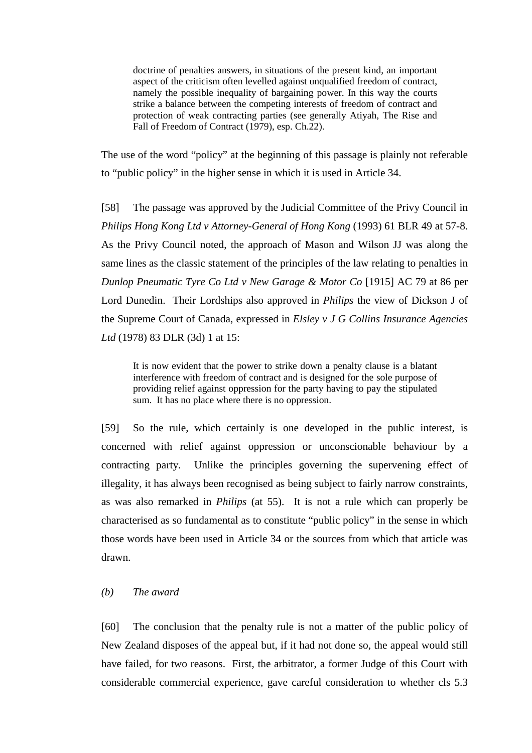> doctrine of penalties answers, in situations of the present kind, an important aspect of the criticism often levelled against unqualified freedom of contract, namely the possible inequality of bargaining power. In this way the courts strike a balance between the competing interests of freedom of contract and protection of weak contracting parties (see generally Atiyah, The Rise and Fall of Freedom of Contract (1979), esp. Ch.22).

The use of the word "policy" at the beginning of this passage is plainly not referable to "public policy" in the higher sense in which it is used in Article 34.

[58] The passage was approved by the Judicial Committee of the Privy Council in *Philips Hong Kong Ltd v Attorney-General of Hong Kong* (1993) 61 BLR 49 at 57-8. As the Privy Council noted, the approach of Mason and Wilson JJ was along the same lines as the classic statement of the principles of the law relating to penalties in *Dunlop Pneumatic Tyre Co Ltd v New Garage & Motor Co* [1915] AC 79 at 86 per Lord Dunedin. Their Lordships also approved in *Philips* the view of Dickson J of the Supreme Court of Canada, expressed in *Elsley v J G Collins Insurance Agencies Ltd* (1978) 83 DLR (3d) 1 at 15:

> It is now evident that the power to strike down a penalty clause is a blatant interference with freedom of contract and is designed for the sole purpose of providing relief against oppression for the party having to pay the stipulated sum. It has no place where there is no oppression.

[59] So the rule, which certainly is one developed in the public interest, is concerned with relief against oppression or unconscionable behaviour by a contracting party. Unlike the principles governing the supervening effect of illegality, it has always been recognised as being subject to fairly narrow constraints, as was also remarked in *Philips* (at 55). It is not a rule which can properly be characterised as so fundamental as to constitute "public policy" in the sense in which those words have been used in Article 34 or the sources from which that article was drawn.

*(b) The award*

[60] The conclusion that the penalty rule is not a matter of the public policy of New Zealand disposes of the appeal but, if it had not done so, the appeal would still have failed, for two reasons. First, the arbitrator, a former Judge of this Court with considerable commercial experience, gave careful consideration to whether cls 5.3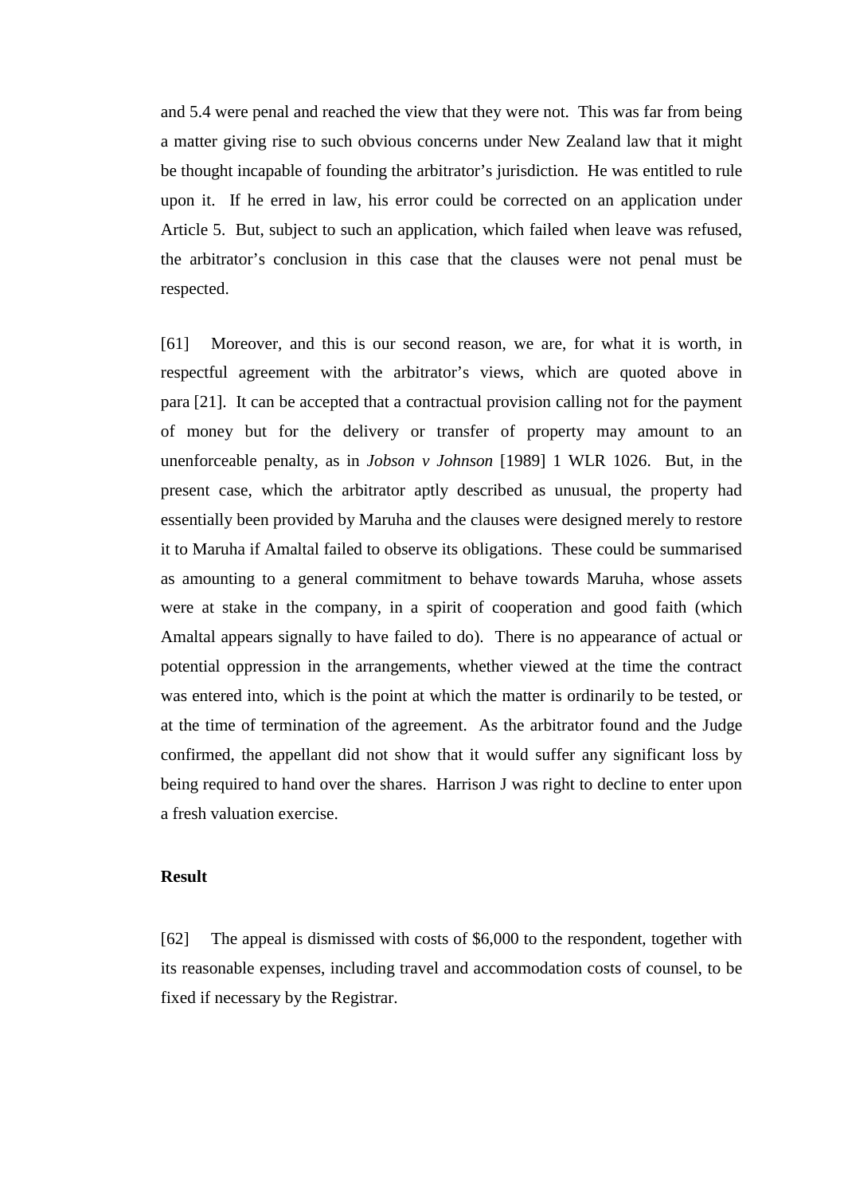and 5.4 were penal and reached the view that they were not. This was far from being a matter giving rise to such obvious concerns under New Zealand law that it might be thought incapable of founding the arbitrator's jurisdiction. He was entitled to rule upon it. If he erred in law, his error could be corrected on an application under Article 5. But, subject to such an application, which failed when leave was refused, the arbitrator's conclusion in this case that the clauses were not penal must be respected.

[61] Moreover, and this is our second reason, we are, for what it is worth, in respectful agreement with the arbitrator's views, which are quoted above in para [21]. It can be accepted that a contractual provision calling not for the payment of money but for the delivery or transfer of property may amount to an unenforceable penalty, as in *Jobson v Johnson* [1989] 1 WLR 1026. But, in the present case, which the arbitrator aptly described as unusual, the property had essentially been provided by Maruha and the clauses were designed merely to restore it to Maruha if Amaltal failed to observe its obligations. These could be summarised as amounting to a general commitment to behave towards Maruha, whose assets were at stake in the company, in a spirit of cooperation and good faith (which Amaltal appears signally to have failed to do). There is no appearance of actual or potential oppression in the arrangements, whether viewed at the time the contract was entered into, which is the point at which the matter is ordinarily to be tested, or at the time of termination of the agreement. As the arbitrator found and the Judge confirmed, the appellant did not show that it would suffer any significant loss by being required to hand over the shares. Harrison J was right to decline to enter upon a fresh valuation exercise.

**Result**

[62] The appeal is dismissed with costs of $6,000 to the respondent, together with its reasonable expenses, including travel and accommodation costs of counsel, to be fixed if necessary by the Registrar.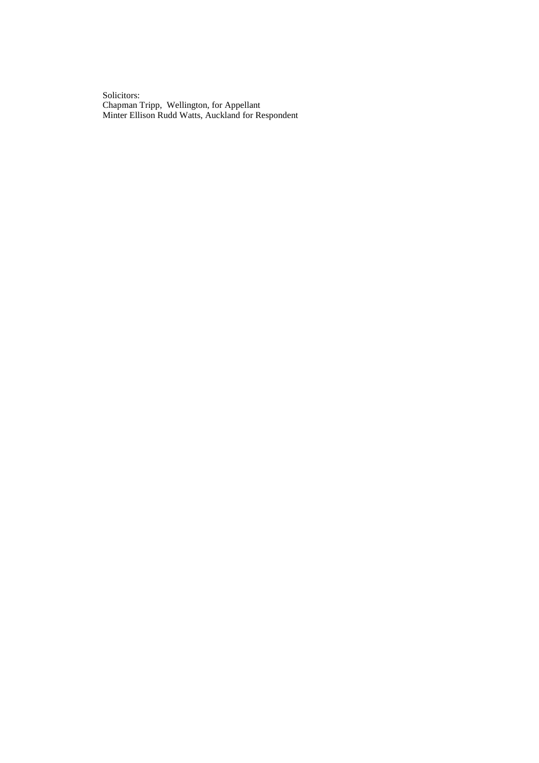Solicitors:
Chapman Tripp, Wellington, for Appellant
Minter Ellison Rudd Watts, Auckland for Respondent